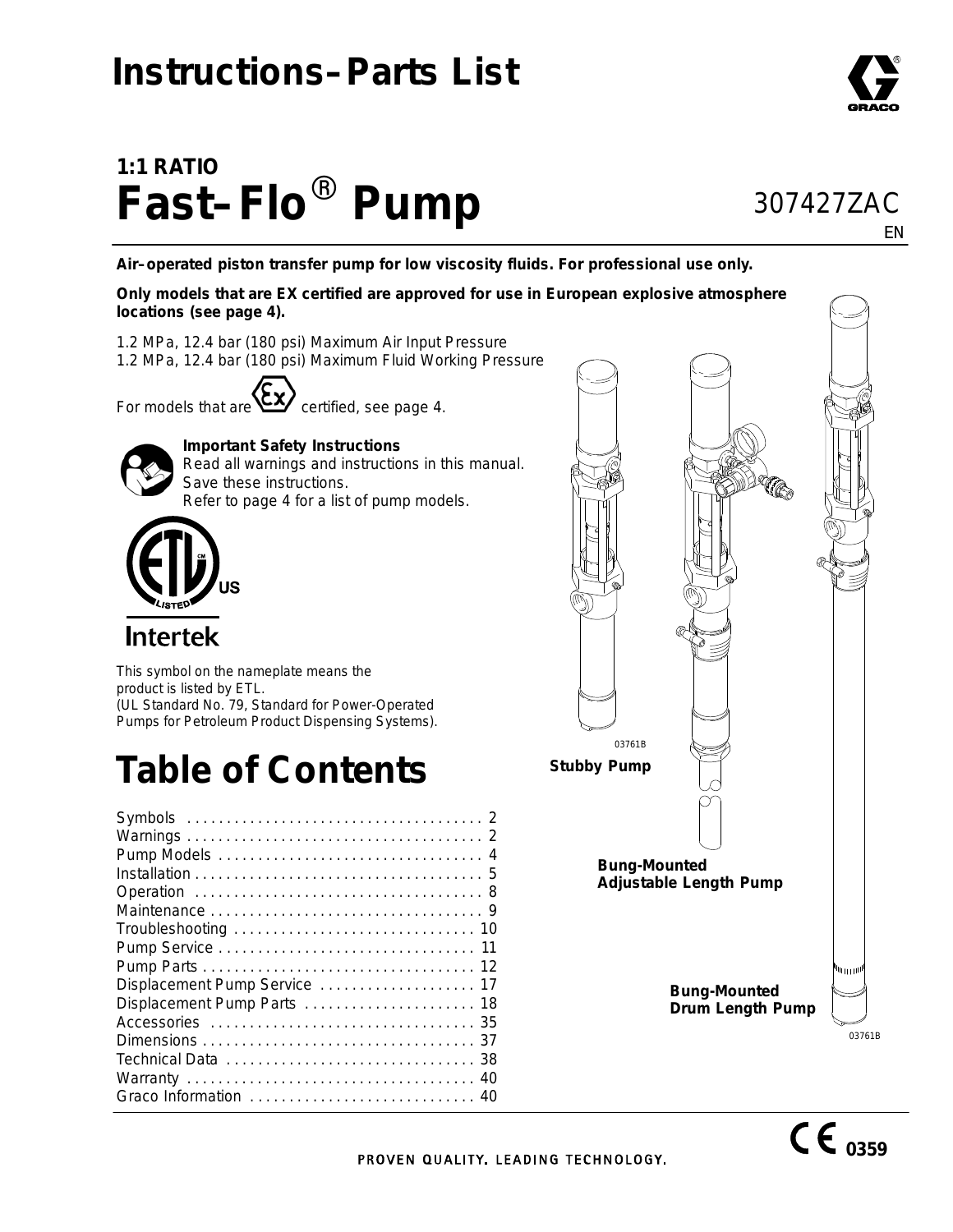# Instructions–Parts List

## 1:1 RATIO
# Fast–Flo® Pump

307427ZAC
EN

**Air–operated piston transfer pump for low viscosity fluids. For professional use only.**

**Only models that are EX certified are approved for use in European explosive atmosphere locations (see page 4).**

1.2 MPa, 12.4 bar (180 psi) Maximum Air Input Pressure
1.2 MPa, 12.4 bar (180 psi) Maximum Fluid Working Pressure

For models that are Ex certified, see page 4.

**Important Safety Instructions**
Read all warnings and instructions in this manual.
Save these instructions.
Refer to page 4 for a list of pump models.

This symbol on the nameplate means the product is listed by ETL.
(UL Standard No. 79, Standard for Power-Operated Pumps for Petroleum Product Dispensing Systems).

03761B

**Stubby Pump**

**Bung-Mounted Adjustable Length Pump**

**Bung-Mounted Drum Length Pump**

03761B

# Table of Contents

| | |
|---|---|
| Symbols | 2 |
| Warnings | 2 |
| Pump Models | 4 |
| Installation | 5 |
| Operation | 8 |
| Maintenance | 9 |
| Troubleshooting | 10 |
| Pump Service | 11 |
| Pump Parts | 12 |
| Displacement Pump Service | 17 |
| Displacement Pump Parts | 18 |
| Accessories | 35 |
| Dimensions | 37 |
| Technical Data | 38 |
| Warranty | 40 |
| Graco Information | 40 |

CE 0359

PROVEN QUALITY. LEADING TECHNOLOGY.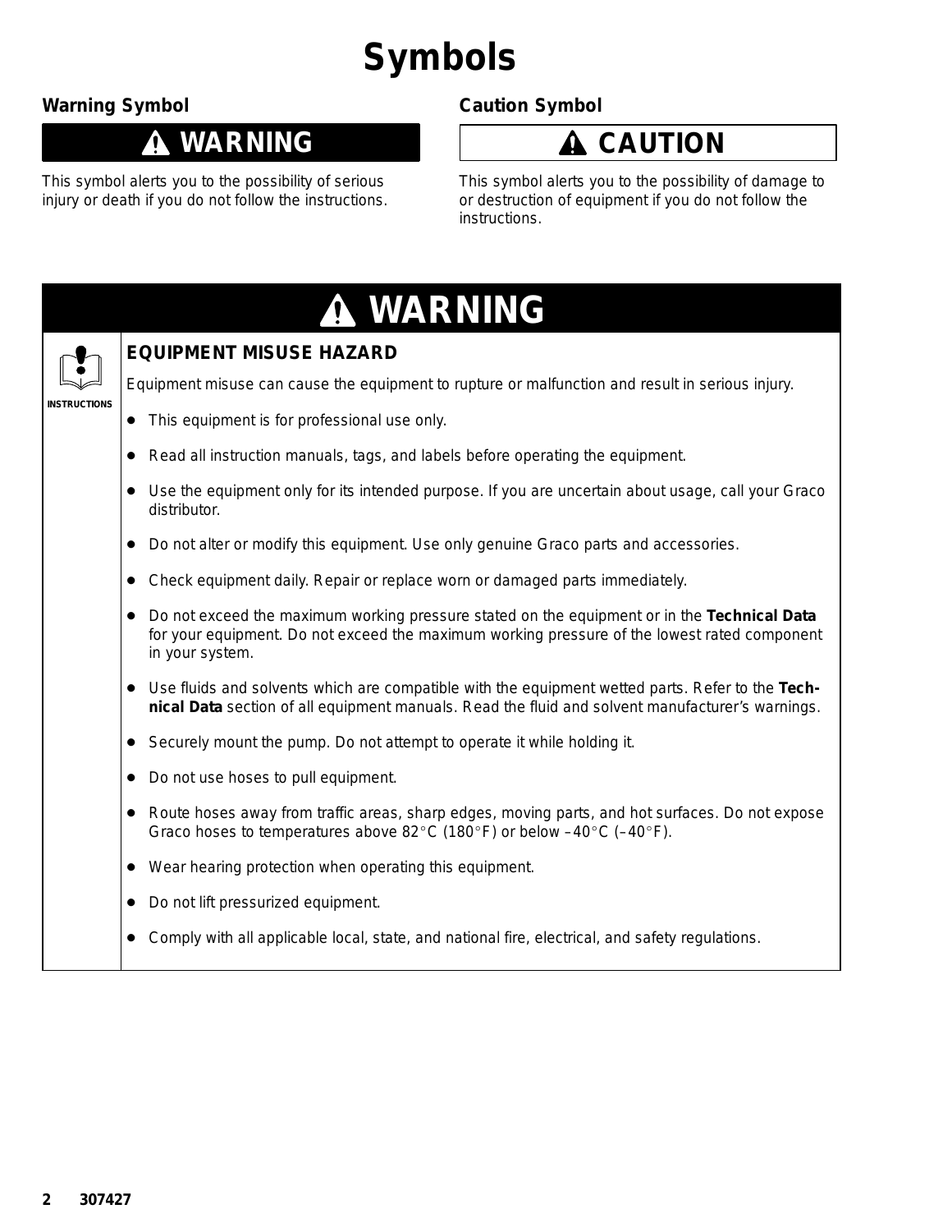# Symbols

## Warning Symbol

**⚠ WARNING**

This symbol alerts you to the possibility of serious injury or death if you do not follow the instructions.

## Caution Symbol

**⚠ CAUTION**

This symbol alerts you to the possibility of damage to or destruction of equipment if you do not follow the instructions.

## ⚠ WARNING

INSTRUCTIONS

### EQUIPMENT MISUSE HAZARD

Equipment misuse can cause the equipment to rupture or malfunction and result in serious injury.

- This equipment is for professional use only.
- Read all instruction manuals, tags, and labels before operating the equipment.
- Use the equipment only for its intended purpose. If you are uncertain about usage, call your Graco distributor.
- Do not alter or modify this equipment. Use only genuine Graco parts and accessories.
- Check equipment daily. Repair or replace worn or damaged parts immediately.
- Do not exceed the maximum working pressure stated on the equipment or in the **Technical Data** for your equipment. Do not exceed the maximum working pressure of the lowest rated component in your system.
- Use fluids and solvents which are compatible with the equipment wetted parts. Refer to the **Technical Data** section of all equipment manuals. Read the fluid and solvent manufacturer's warnings.
- Securely mount the pump. Do not attempt to operate it while holding it.
- Do not use hoses to pull equipment.
- Route hoses away from traffic areas, sharp edges, moving parts, and hot surfaces. Do not expose Graco hoses to temperatures above 82°C (180°F) or below –40°C (–40°F).
- Wear hearing protection when operating this equipment.
- Do not lift pressurized equipment.
- Comply with all applicable local, state, and national fire, electrical, and safety regulations.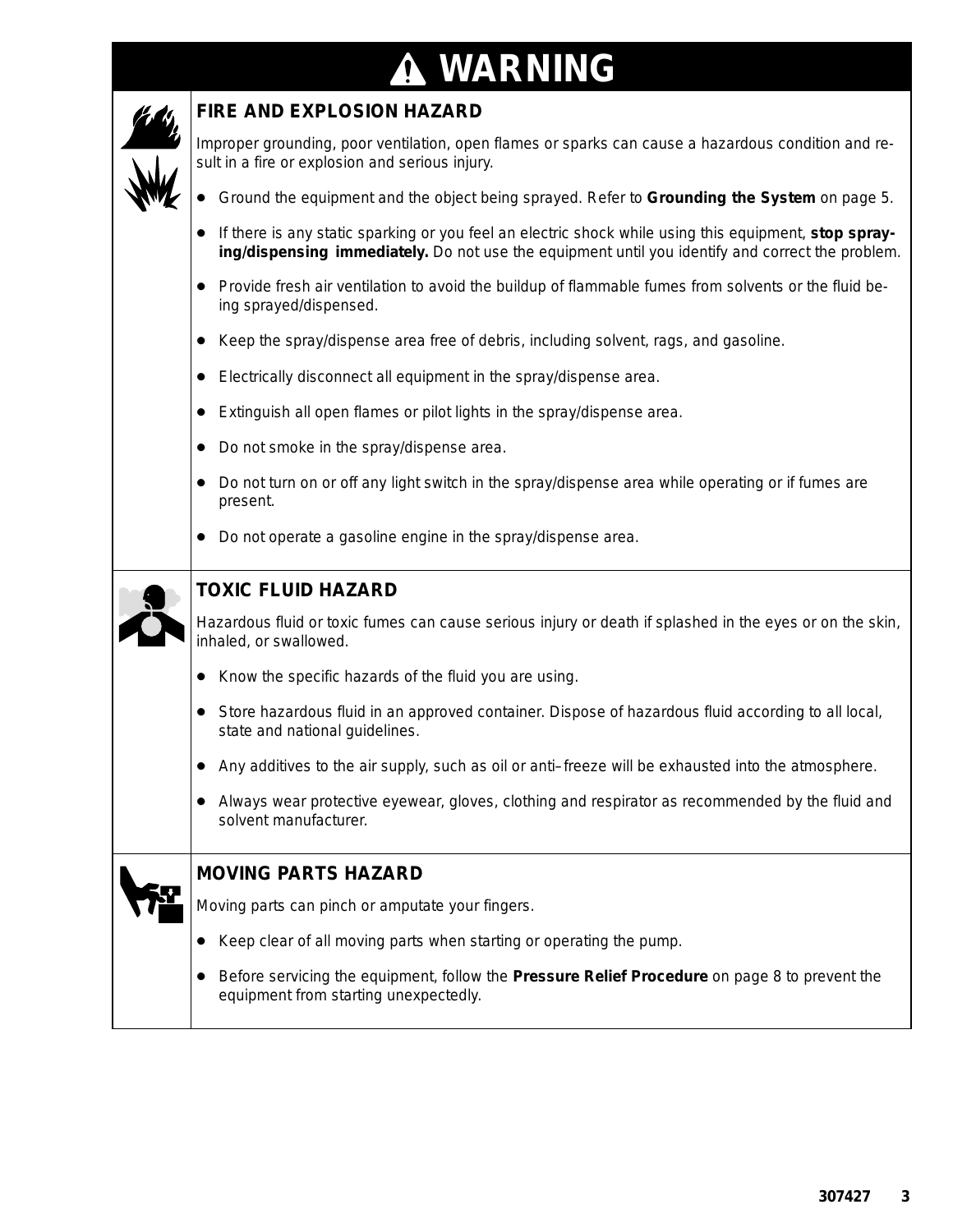# WARNING

## FIRE AND EXPLOSION HAZARD

Improper grounding, poor ventilation, open flames or sparks can cause a hazardous condition and result in a fire or explosion and serious injury.

- Ground the equipment and the object being sprayed. Refer to **Grounding the System** on page 5.
- If there is any static sparking or you feel an electric shock while using this equipment, **stop spraying/dispensing immediately.** Do not use the equipment until you identify and correct the problem.
- Provide fresh air ventilation to avoid the buildup of flammable fumes from solvents or the fluid being sprayed/dispensed.
- Keep the spray/dispense area free of debris, including solvent, rags, and gasoline.
- Electrically disconnect all equipment in the spray/dispense area.
- Extinguish all open flames or pilot lights in the spray/dispense area.
- Do not smoke in the spray/dispense area.
- Do not turn on or off any light switch in the spray/dispense area while operating or if fumes are present.
- Do not operate a gasoline engine in the spray/dispense area.

## TOXIC FLUID HAZARD

Hazardous fluid or toxic fumes can cause serious injury or death if splashed in the eyes or on the skin, inhaled, or swallowed.

- Know the specific hazards of the fluid you are using.
- Store hazardous fluid in an approved container. Dispose of hazardous fluid according to all local, state and national guidelines.
- Any additives to the air supply, such as oil or anti–freeze will be exhausted into the atmosphere.
- Always wear protective eyewear, gloves, clothing and respirator as recommended by the fluid and solvent manufacturer.

## MOVING PARTS HAZARD

Moving parts can pinch or amputate your fingers.

- Keep clear of all moving parts when starting or operating the pump.
- Before servicing the equipment, follow the **Pressure Relief Procedure** on page 8 to prevent the equipment from starting unexpectedly.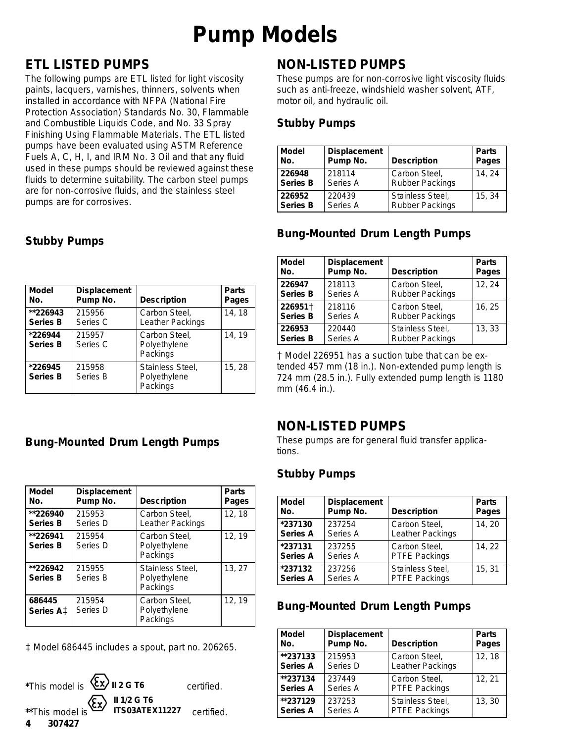# Pump Models

## ETL LISTED PUMPS

The following pumps are ETL listed for light viscosity paints, lacquers, varnishes, thinners, solvents when installed in accordance with NFPA (National Fire Protection Association) Standards No. 30, Flammable and Combustible Liquids Code, and No. 33 Spray Finishing Using Flammable Materials. The ETL listed pumps have been evaluated using ASTM Reference Fuels A, C, H, I, and IRM No. 3 Oil and that any fluid used in these pumps should be reviewed against these fluids to determine suitability. The carbon steel pumps are for non-corrosive fluids, and the stainless steel pumps are for corrosives.

### Stubby Pumps

| Model No. | Displacement Pump No. | Description | Parts Pages |
|---|---|---|---|
| **\*\*226943 Series B** | 215956 Series C | Carbon Steel, Leather Packings | 14, 18 |
| **\*226944 Series B** | 215957 Series C | Carbon Steel, Polyethylene Packings | 14, 19 |
| **\*226945 Series B** | 215958 Series B | Stainless Steel, Polyethylene Packings | 15, 28 |

### Bung-Mounted Drum Length Pumps

| Model No. | Displacement Pump No. | Description | Parts Pages |
|---|---|---|---|
| **\*\*226940 Series B** | 215953 Series D | Carbon Steel, Leather Packings | 12, 18 |
| **\*\*226941 Series B** | 215954 Series D | Carbon Steel, Polyethylene Packings | 12, 19 |
| **\*\*226942 Series B** | 215955 Series B | Stainless Steel, Polyethylene Packings | 13, 27 |
| **686445 Series A‡** | 215954 Series D | Carbon Steel, Polyethylene Packings | 12, 19 |

‡ Model 686445 includes a spout, part no. 206265.

\*This model is Ex II 2 G T6 certified.

\*\*This model is Ex II 1/2 G T6 ITS03ATEX11227 certified.

## NON-LISTED PUMPS

These pumps are for non-corrosive light viscosity fluids such as anti-freeze, windshield washer solvent, ATF, motor oil, and hydraulic oil.

### Stubby Pumps

| Model No. | Displacement Pump No. | Description | Parts Pages |
|---|---|---|---|
| **226948 Series B** | 218114 Series A | Carbon Steel, Rubber Packings | 14, 24 |
| **226952 Series B** | 220439 Series A | Stainless Steel, Rubber Packings | 15, 34 |

### Bung-Mounted Drum Length Pumps

| Model No. | Displacement Pump No. | Description | Parts Pages |
|---|---|---|---|
| **226947 Series B** | 218113 Series A | Carbon Steel, Rubber Packings | 12, 24 |
| **226951† Series B** | 218116 Series A | Carbon Steel, Rubber Packings | 16, 25 |
| **226953 Series B** | 220440 Series A | Stainless Steel, Rubber Packings | 13, 33 |

† Model 226951 has a suction tube that can be extended 457 mm (18 in.). Non-extended pump length is 724 mm (28.5 in.). Fully extended pump length is 1180 mm (46.4 in.).

## NON-LISTED PUMPS

These pumps are for general fluid transfer applications.

### Stubby Pumps

| Model No. | Displacement Pump No. | Description | Parts Pages |
|---|---|---|---|
| **\*237130 Series A** | 237254 Series A | Carbon Steel, Leather Packings | 14, 20 |
| **\*237131 Series A** | 237255 Series A | Carbon Steel, PTFE Packings | 14, 22 |
| **\*237132 Series A** | 237256 Series A | Stainless Steel, PTFE Packings | 15, 31 |

### Bung-Mounted Drum Length Pumps

| Model No. | Displacement Pump No. | Description | Parts Pages |
|---|---|---|---|
| **\*\*237133 Series A** | 215953 Series D | Carbon Steel, Leather Packings | 12, 18 |
| **\*\*237134 Series A** | 237449 Series A | Carbon Steel, PTFE Packings | 12, 21 |
| **\*\*237129 Series A** | 237253 Series A | Stainless Steel, PTFE Packings | 13, 30 |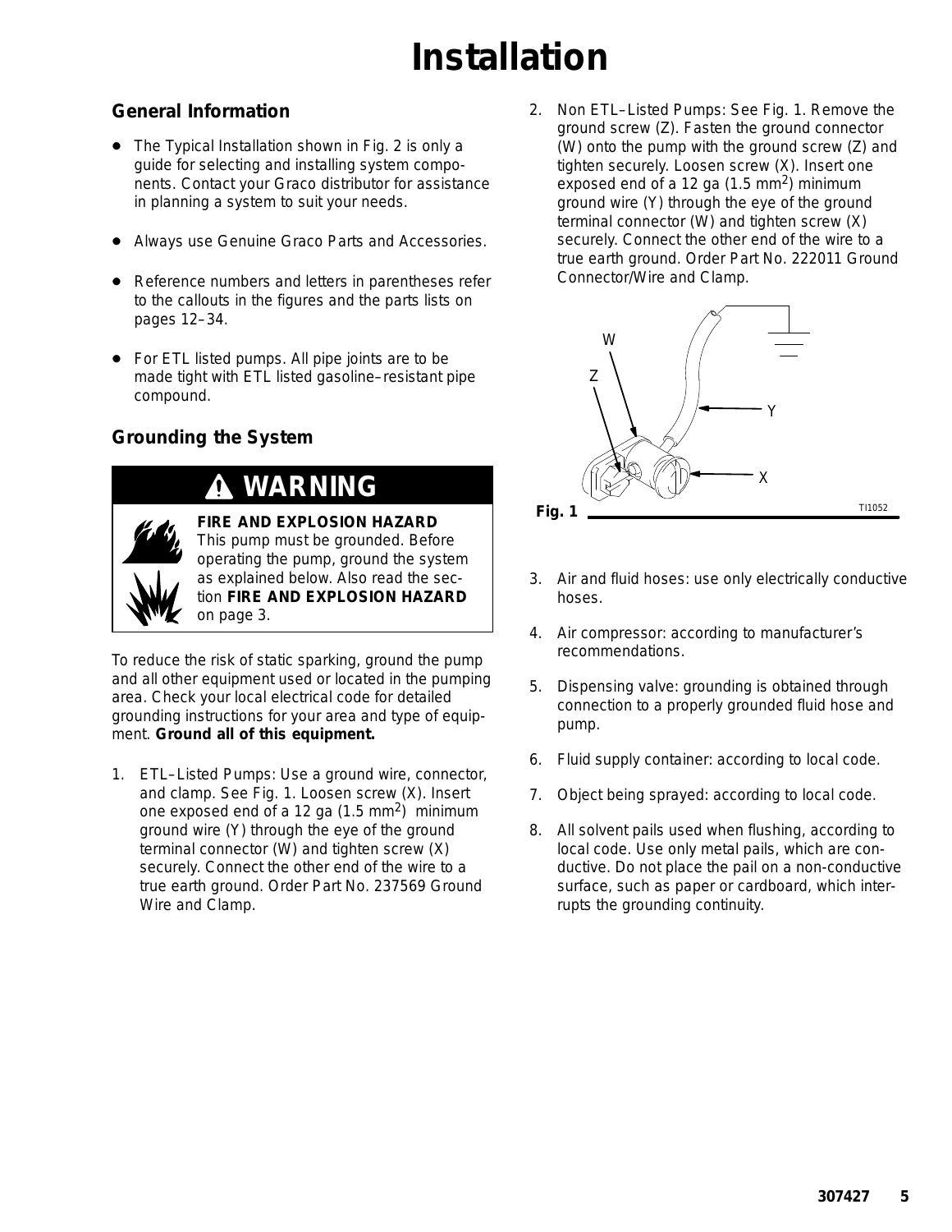# Installation

## General Information

- The Typical Installation shown in Fig. 2 is only a guide for selecting and installing system components. Contact your Graco distributor for assistance in planning a system to suit your needs.
- Always use Genuine Graco Parts and Accessories.
- Reference numbers and letters in parentheses refer to the callouts in the figures and the parts lists on pages 12–34.
- For ETL listed pumps. All pipe joints are to be made tight with ETL listed gasoline–resistant pipe compound.

## Grounding the System

> **WARNING**
>
> **FIRE AND EXPLOSION HAZARD**
> This pump must be grounded. Before operating the pump, ground the system as explained below. Also read the section **FIRE AND EXPLOSION HAZARD** on page 3.

To reduce the risk of static sparking, ground the pump and all other equipment used or located in the pumping area. Check your local electrical code for detailed grounding instructions for your area and type of equipment. **Ground all of this equipment.**

1. ETL–Listed Pumps: Use a ground wire, connector, and clamp. See Fig. 1. Loosen screw (X). Insert one exposed end of a 12 ga (1.5 $mm^2$) minimum ground wire (Y) through the eye of the ground terminal connector (W) and tighten screw (X) securely. Connect the other end of the wire to a true earth ground. Order Part No. 237569 Ground Wire and Clamp.
2. Non ETL–Listed Pumps: See Fig. 1. Remove the ground screw (Z). Fasten the ground connector (W) onto the pump with the ground screw (Z) and tighten securely. Loosen screw (X). Insert one exposed end of a 12 ga (1.5 $mm^2$) minimum ground wire (Y) through the eye of the ground terminal connector (W) and tighten screw (X) securely. Connect the other end of the wire to a true earth ground. Order Part No. 222011 Ground Connector/Wire and Clamp.

**Fig. 1** TI1052

3. Air and fluid hoses: use only electrically conductive hoses.
4. Air compressor: according to manufacturer's recommendations.
5. Dispensing valve: grounding is obtained through connection to a properly grounded fluid hose and pump.
6. Fluid supply container: according to local code.
7. Object being sprayed: according to local code.
8. All solvent pails used when flushing, according to local code. Use only metal pails, which are conductive. Do not place the pail on a non-conductive surface, such as paper or cardboard, which interrupts the grounding continuity.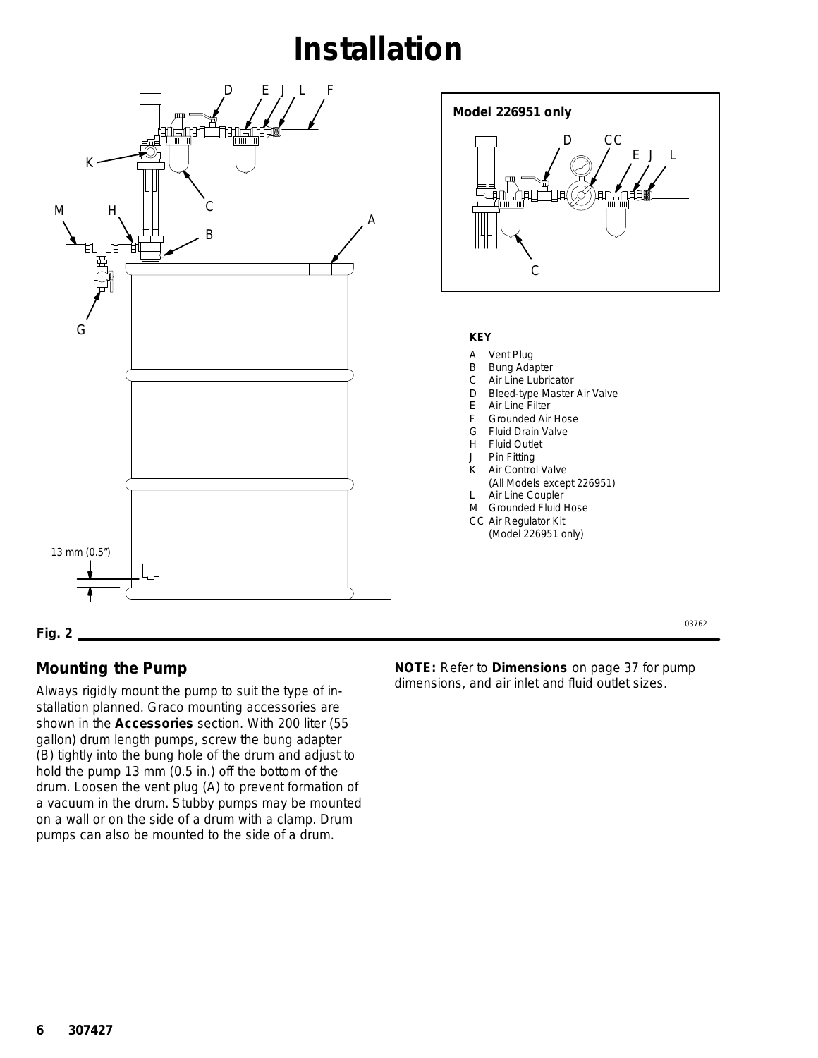# Installation

Model 226951 only

**KEY**

- A Vent Plug
- B Bung Adapter
- C Air Line Lubricator
- D Bleed-type Master Air Valve
- E Air Line Filter
- F Grounded Air Hose
- G Fluid Drain Valve
- H Fluid Outlet
- J Pin Fitting
- K Air Control Valve (All Models except 226951)
- L Air Line Coupler
- M Grounded Fluid Hose
- CC Air Regulator Kit (Model 226951 only)

13 mm (0.5")

03762

**Fig. 2**

## Mounting the Pump

Always rigidly mount the pump to suit the type of installation planned. Graco mounting accessories are shown in the **Accessories** section. With 200 liter (55 gallon) drum length pumps, screw the bung adapter (B) tightly into the bung hole of the drum and adjust to hold the pump 13 mm (0.5 in.) off the bottom of the drum. Loosen the vent plug (A) to prevent formation of a vacuum in the drum. Stubby pumps may be mounted on a wall or on the side of a drum with a clamp. Drum pumps can also be mounted to the side of a drum.

**NOTE:** Refer to **Dimensions** on page 37 for pump dimensions, and air inlet and fluid outlet sizes.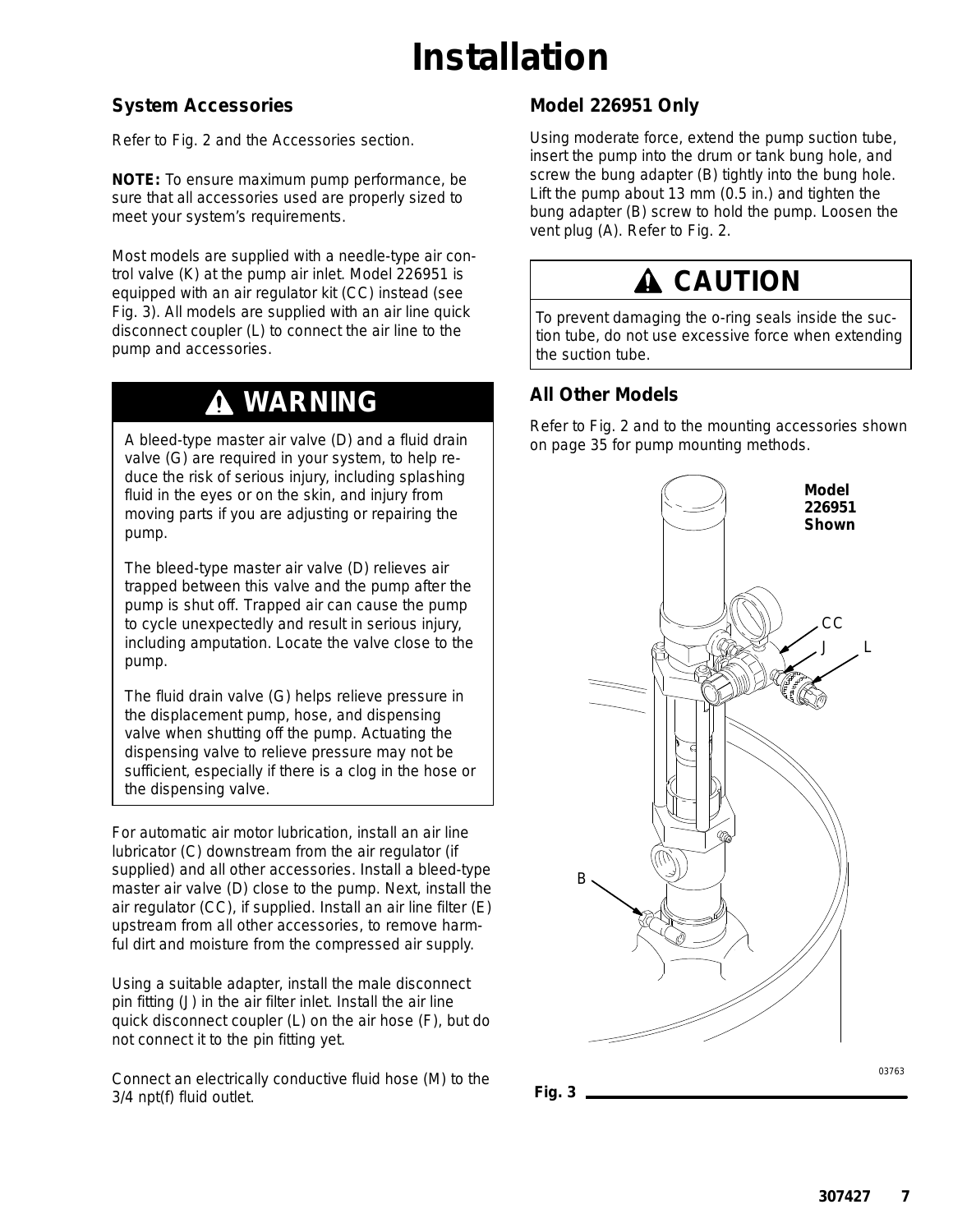# Installation

## System Accessories

Refer to Fig. 2 and the Accessories section.

**NOTE:** To ensure maximum pump performance, be sure that all accessories used are properly sized to meet your system's requirements.

Most models are supplied with a needle-type air control valve (K) at the pump air inlet. Model 226951 is equipped with an air regulator kit (CC) instead (see Fig. 3). All models are supplied with an air line quick disconnect coupler (L) to connect the air line to the pump and accessories.

> **⚠ WARNING**
>
> A bleed-type master air valve (D) and a fluid drain valve (G) are required in your system, to help reduce the risk of serious injury, including splashing fluid in the eyes or on the skin, and injury from moving parts if you are adjusting or repairing the pump.
>
> The bleed-type master air valve (D) relieves air trapped between this valve and the pump after the pump is shut off. Trapped air can cause the pump to cycle unexpectedly and result in serious injury, including amputation. Locate the valve close to the pump.
>
> The fluid drain valve (G) helps relieve pressure in the displacement pump, hose, and dispensing valve when shutting off the pump. Actuating the dispensing valve to relieve pressure may not be sufficient, especially if there is a clog in the hose or the dispensing valve.

For automatic air motor lubrication, install an air line lubricator (C) downstream from the air regulator (if supplied) and all other accessories. Install a bleed-type master air valve (D) close to the pump. Next, install the air regulator (CC), if supplied. Install an air line filter (E) upstream from all other accessories, to remove harmful dirt and moisture from the compressed air supply.

Using a suitable adapter, install the male disconnect pin fitting (J) in the air filter inlet. Install the air line quick disconnect coupler (L) on the air hose (F), but do not connect it to the pin fitting yet.

Connect an electrically conductive fluid hose (M) to the 3/4 npt(f) fluid outlet.

## Model 226951 Only

Using moderate force, extend the pump suction tube, insert the pump into the drum or tank bung hole, and screw the bung adapter (B) tightly into the bung hole. Lift the pump about 13 mm (0.5 in.) and tighten the bung adapter (B) screw to hold the pump. Loosen the vent plug (A). Refer to Fig. 2.

> **⚠ CAUTION**
>
> To prevent damaging the o-ring seals inside the suction tube, do not use excessive force when extending the suction tube.

## All Other Models

Refer to Fig. 2 and to the mounting accessories shown on page 35 for pump mounting methods.

**Model 226951 Shown**

CC J L B

03763

**Fig. 3**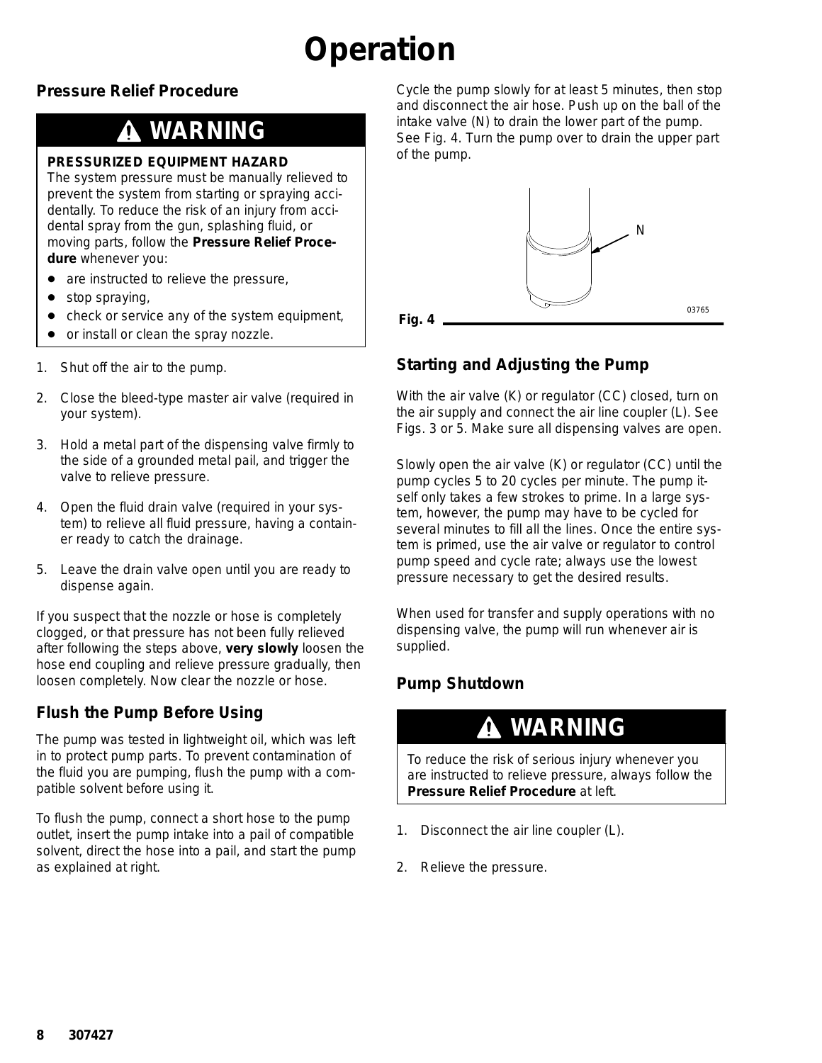# Operation

## Pressure Relief Procedure

**⚠ WARNING**

**PRESSURIZED EQUIPMENT HAZARD**

The system pressure must be manually relieved to prevent the system from starting or spraying accidentally. To reduce the risk of an injury from accidental spray from the gun, splashing fluid, or moving parts, follow the **Pressure Relief Procedure** whenever you:

- are instructed to relieve the pressure,
- stop spraying,
- check or service any of the system equipment,
- or install or clean the spray nozzle.

1. Shut off the air to the pump.
2. Close the bleed-type master air valve (required in your system).
3. Hold a metal part of the dispensing valve firmly to the side of a grounded metal pail, and trigger the valve to relieve pressure.
4. Open the fluid drain valve (required in your system) to relieve all fluid pressure, having a container ready to catch the drainage.
5. Leave the drain valve open until you are ready to dispense again.

If you suspect that the nozzle or hose is completely clogged, or that pressure has not been fully relieved after following the steps above, **very slowly** loosen the hose end coupling and relieve pressure gradually, then loosen completely. Now clear the nozzle or hose.

## Flush the Pump Before Using

The pump was tested in lightweight oil, which was left in to protect pump parts. To prevent contamination of the fluid you are pumping, flush the pump with a compatible solvent before using it.

To flush the pump, connect a short hose to the pump outlet, insert the pump intake into a pail of compatible solvent, direct the hose into a pail, and start the pump as explained at right.

Cycle the pump slowly for at least 5 minutes, then stop and disconnect the air hose. Push up on the ball of the intake valve (N) to drain the lower part of the pump. See Fig. 4. Turn the pump over to drain the upper part of the pump.

N

03765

**Fig. 4**

## Starting and Adjusting the Pump

With the air valve (K) or regulator (CC) closed, turn on the air supply and connect the air line coupler (L). See Figs. 3 or 5. Make sure all dispensing valves are open.

Slowly open the air valve (K) or regulator (CC) until the pump cycles 5 to 20 cycles per minute. The pump itself only takes a few strokes to prime. In a large system, however, the pump may have to be cycled for several minutes to fill all the lines. Once the entire system is primed, use the air valve or regulator to control pump speed and cycle rate; always use the lowest pressure necessary to get the desired results.

When used for transfer and supply operations with no dispensing valve, the pump will run whenever air is supplied.

## Pump Shutdown

**⚠ WARNING**

To reduce the risk of serious injury whenever you are instructed to relieve pressure, always follow the **Pressure Relief Procedure** at left.

1. Disconnect the air line coupler (L).
2. Relieve the pressure.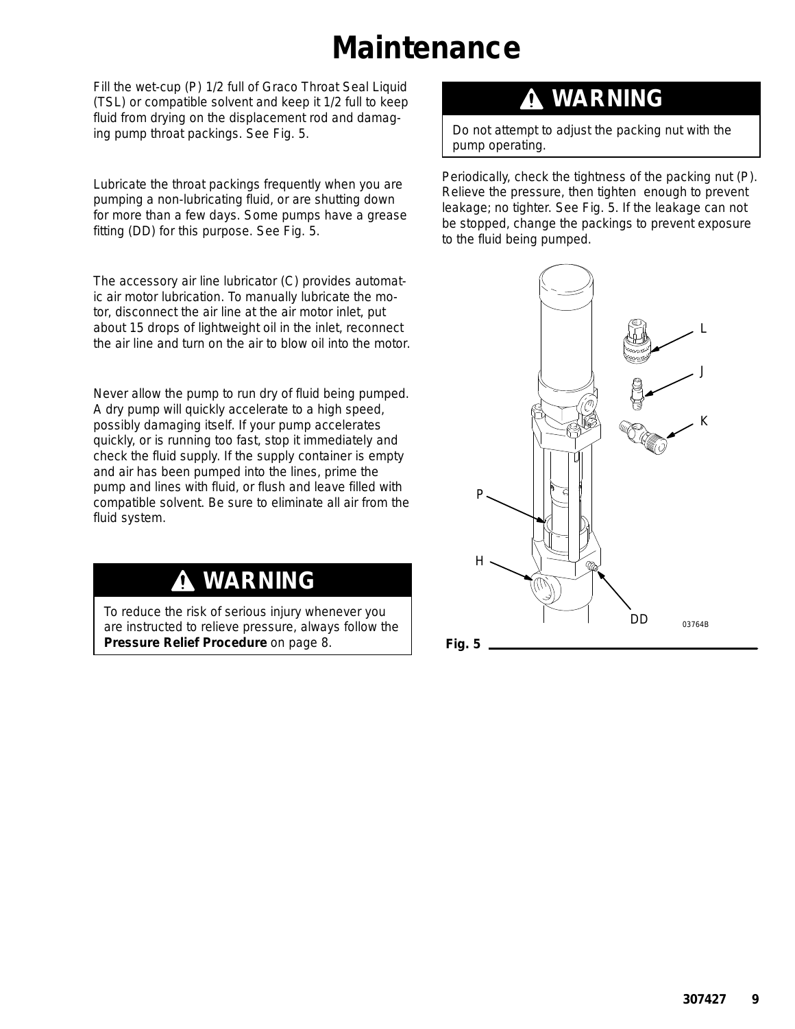# Maintenance

Fill the wet-cup (P) 1/2 full of Graco Throat Seal Liquid (TSL) or compatible solvent and keep it 1/2 full to keep fluid from drying on the displacement rod and damaging pump throat packings. See Fig. 5.

Lubricate the throat packings frequently when you are pumping a non-lubricating fluid, or are shutting down for more than a few days. Some pumps have a grease fitting (DD) for this purpose. See Fig. 5.

The accessory air line lubricator (C) provides automatic air motor lubrication. To manually lubricate the motor, disconnect the air line at the air motor inlet, put about 15 drops of lightweight oil in the inlet, reconnect the air line and turn on the air to blow oil into the motor.

Never allow the pump to run dry of fluid being pumped. A dry pump will quickly accelerate to a high speed, possibly damaging itself. If your pump accelerates quickly, or is running too fast, stop it immediately and check the fluid supply. If the supply container is empty and air has been pumped into the lines, prime the pump and lines with fluid, or flush and leave filled with compatible solvent. Be sure to eliminate all air from the fluid system.

## ⚠ WARNING

To reduce the risk of serious injury whenever you are instructed to relieve pressure, always follow the **Pressure Relief Procedure** on page 8.

## ⚠ WARNING

Do not attempt to adjust the packing nut with the pump operating.

Periodically, check the tightness of the packing nut (P). Relieve the pressure, then tighten enough to prevent leakage; no tighter. See Fig. 5. If the leakage can not be stopped, change the packings to prevent exposure to the fluid being pumped.

L

J

K

P

H

DD

03764B

**Fig. 5**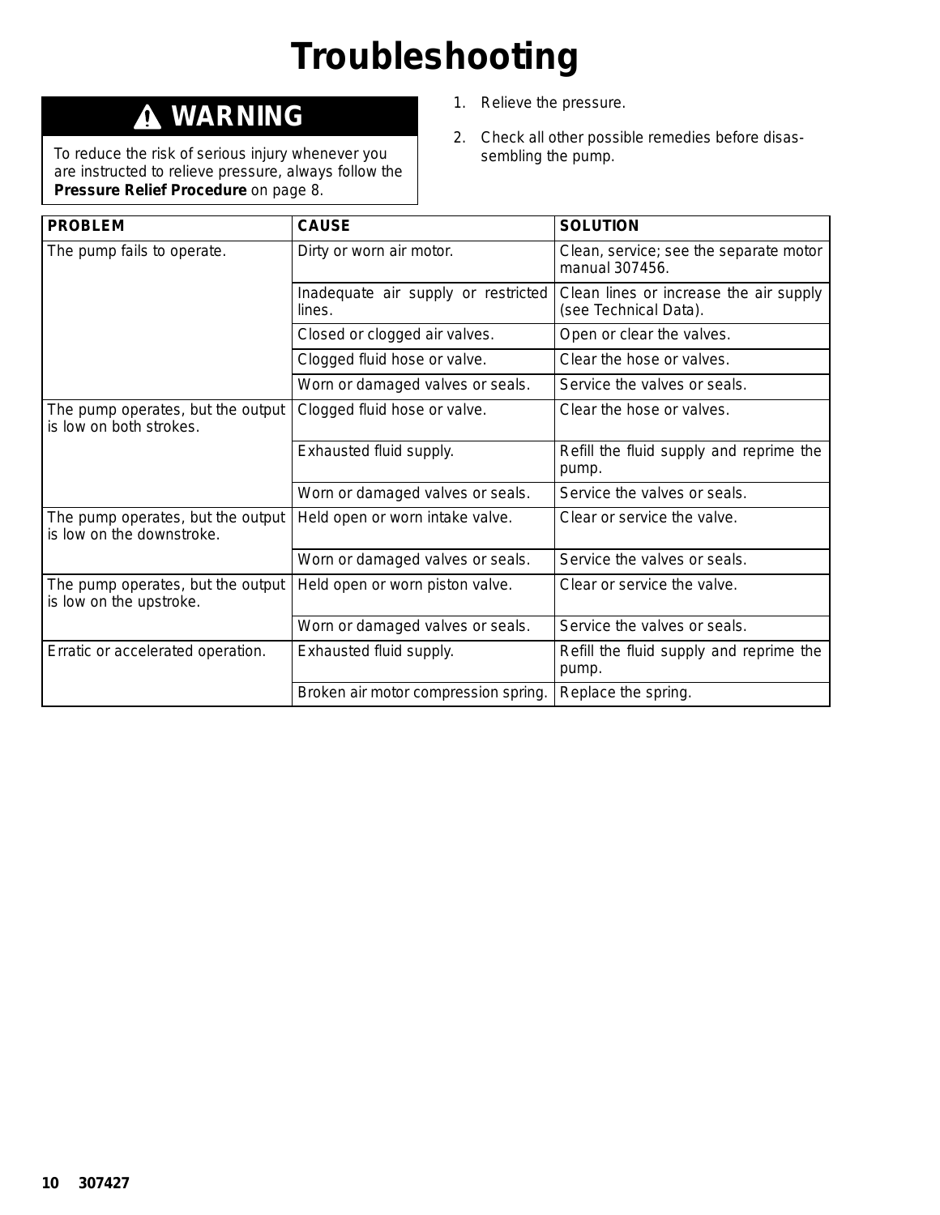# Troubleshooting

**⚠ WARNING**

To reduce the risk of serious injury whenever you are instructed to relieve pressure, always follow the **Pressure Relief Procedure** on page 8.

1. Relieve the pressure.
2. Check all other possible remedies before disassembling the pump.

| PROBLEM | CAUSE | SOLUTION |
|---|---|---|
| The pump fails to operate. | Dirty or worn air motor. | Clean, service; see the separate motor manual 307456. |
| | Inadequate air supply or restricted lines. | Clean lines or increase the air supply (see Technical Data). |
| | Closed or clogged air valves. | Open or clear the valves. |
| | Clogged fluid hose or valve. | Clear the hose or valves. |
| | Worn or damaged valves or seals. | Service the valves or seals. |
| The pump operates, but the output is low on both strokes. | Clogged fluid hose or valve. | Clear the hose or valves. |
| | Exhausted fluid supply. | Refill the fluid supply and reprime the pump. |
| | Worn or damaged valves or seals. | Service the valves or seals. |
| The pump operates, but the output is low on the downstroke. | Held open or worn intake valve. | Clear or service the valve. |
| | Worn or damaged valves or seals. | Service the valves or seals. |
| The pump operates, but the output is low on the upstroke. | Held open or worn piston valve. | Clear or service the valve. |
| | Worn or damaged valves or seals. | Service the valves or seals. |
| Erratic or accelerated operation. | Exhausted fluid supply. | Refill the fluid supply and reprime the pump. |
| | Broken air motor compression spring. | Replace the spring. |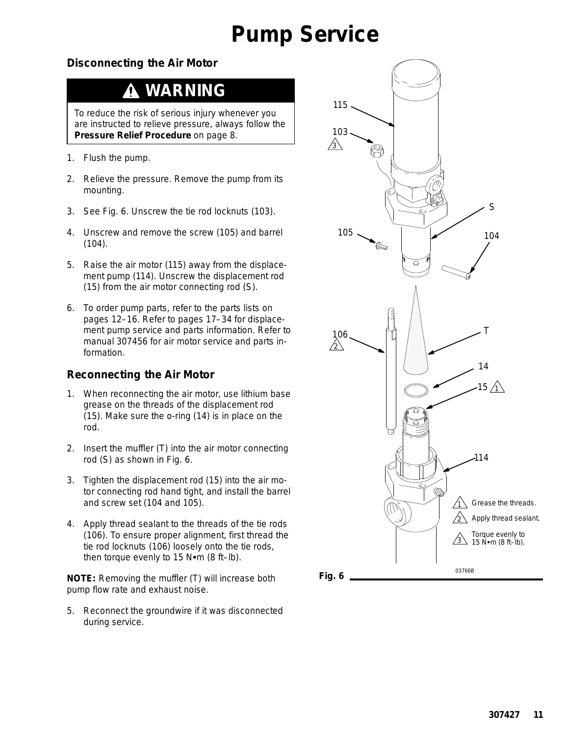# Pump Service

## Disconnecting the Air Motor

> **⚠ WARNING**
>
> To reduce the risk of serious injury whenever you are instructed to relieve pressure, always follow the **Pressure Relief Procedure** on page 8.

1. Flush the pump.
2. Relieve the pressure. Remove the pump from its mounting.
3. See Fig. 6. Unscrew the tie rod locknuts (103).
4. Unscrew and remove the screw (105) and barrel (104).
5. Raise the air motor (115) away from the displacement pump (114). Unscrew the displacement rod (15) from the air motor connecting rod (S).
6. To order pump parts, refer to the parts lists on pages 12–16. Refer to pages 17–34 for displacement pump service and parts information. Refer to manual 307456 for air motor service and parts information.

## Reconnecting the Air Motor

1. When reconnecting the air motor, use lithium base grease on the threads of the displacement rod (15). Make sure the o-ring (14) is in place on the rod.
2. Insert the muffler (T) into the air motor connecting rod (S) as shown in Fig. 6.
3. Tighten the displacement rod (15) into the air motor connecting rod hand tight, and install the barrel and screw set (104 and 105).
4. Apply thread sealant to the threads of the tie rods (106). To ensure proper alignment, first thread the tie rod locknuts (106) loosely onto the tie rods, then torque evenly to 15 N•m (8 ft–lb).

**NOTE:** Removing the muffler (T) will increase both pump flow rate and exhaust noise.

5. Reconnect the groundwire if it was disconnected during service.

115, 103 (3), S, 105, 104, 106 (2), T, 14, 15 (1), 114

1. Grease the threads.
2. Apply thread sealant.
3. Torque evenly to 15 N•m (8 ft–lb).

03766B

**Fig. 6**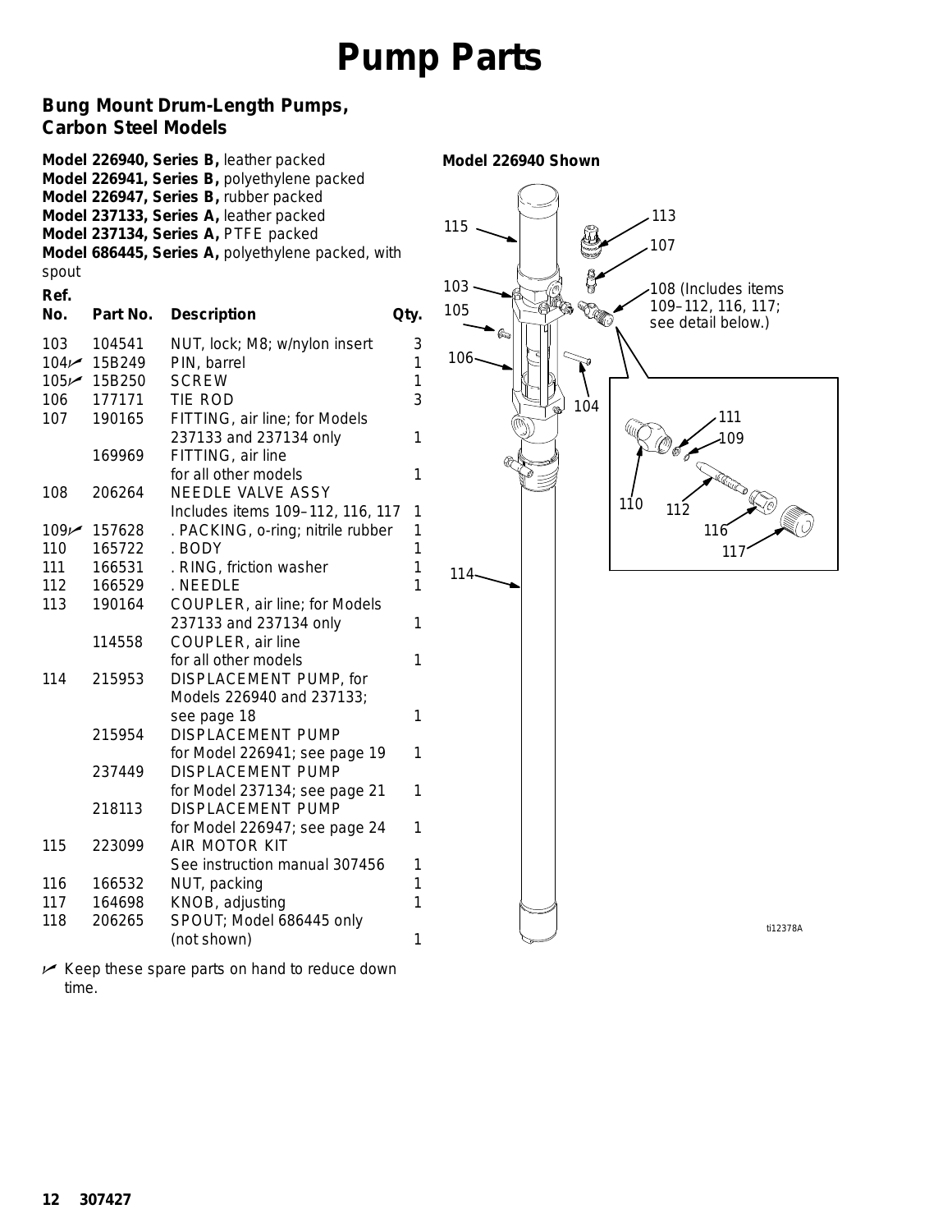# Pump Parts

## Bung Mount Drum-Length Pumps, Carbon Steel Models

**Model 226940, Series B,** leather packed
**Model 226941, Series B,** polyethylene packed
**Model 226947, Series B,** rubber packed
**Model 237133, Series A,** leather packed
**Model 237134, Series A,** PTFE packed
**Model 686445, Series A,** polyethylene packed, with spout

| Ref. No. | Part No. | Description | Qty. |
|---|---|---|---|
| 103 | 104541 | NUT, lock; M8; w/nylon insert | 3 |
| 104✓ | 15B249 | PIN, barrel | 1 |
| 105✓ | 15B250 | SCREW | 1 |
| 106 | 177171 | TIE ROD | 3 |
| 107 | 190165 | FITTING, air line; for Models 237133 and 237134 only | 1 |
| | 169969 | FITTING, air line for all other models | 1 |
| 108 | 206264 | NEEDLE VALVE ASSY Includes items 109–112, 116, 117 | 1 |
| 109✓ | 157628 | . PACKING, o-ring; nitrile rubber | 1 |
| 110 | 165722 | . BODY | 1 |
| 111 | 166531 | . RING, friction washer | 1 |
| 112 | 166529 | . NEEDLE | 1 |
| 113 | 190164 | COUPLER, air line; for Models 237133 and 237134 only | 1 |
| | 114558 | COUPLER, air line for all other models | 1 |
| 114 | 215953 | DISPLACEMENT PUMP, for Models 226940 and 237133; see page 18 | 1 |
| | 215954 | DISPLACEMENT PUMP for Model 226941; see page 19 | 1 |
| | 237449 | DISPLACEMENT PUMP for Model 237134; see page 21 | 1 |
| | 218113 | DISPLACEMENT PUMP for Model 226947; see page 24 | 1 |
| 115 | 223099 | AIR MOTOR KIT See instruction manual 307456 | 1 |
| 116 | 166532 | NUT, packing | 1 |
| 117 | 164698 | KNOB, adjusting | 1 |
| 118 | 206265 | SPOUT; Model 686445 only (not shown) | 1 |

✓ Keep these spare parts on hand to reduce down time.

**Model 226940 Shown**

115, 113, 107, 103, 105, 108 (Includes items 109–112, 116, 117; see detail below.), 106, 104, 111, 109, 110, 112, 116, 117, 114

ti12378A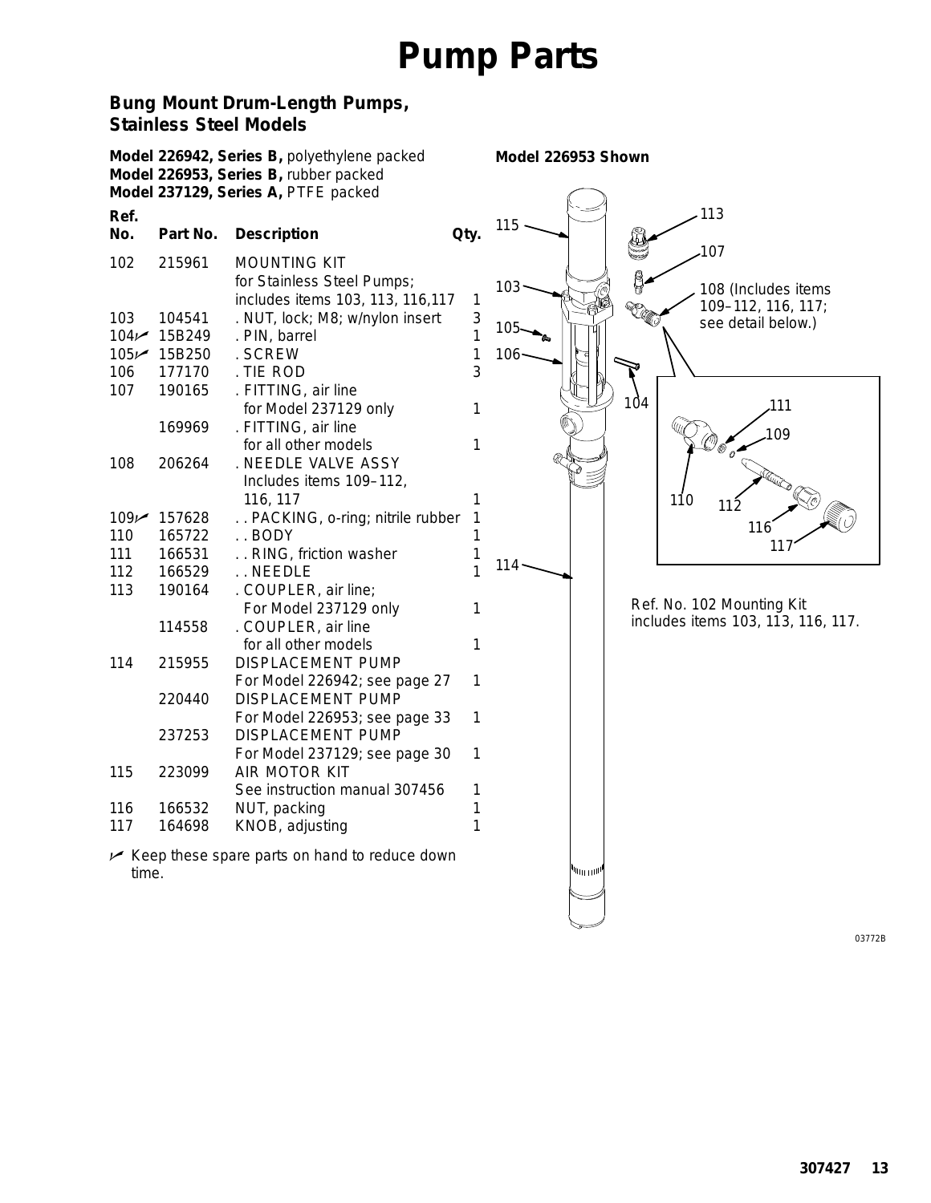# Pump Parts

### Bung Mount Drum-Length Pumps, Stainless Steel Models

**Model 226942, Series B,** polyethylene packed
**Model 226953, Series B,** rubber packed
**Model 237129, Series A,** PTFE packed

| Ref. No. | Part No. | Description | Qty. |
|---|---|---|---|
| 102 | 215961 | MOUNTING KIT for Stainless Steel Pumps; includes items 103, 113, 116,117 | 1 |
| 103 | 104541 | . NUT, lock; M8; w/nylon insert | 3 |
| 104✓ | 15B249 | . PIN, barrel | 1 |
| 105✓ | 15B250 | . SCREW | 1 |
| 106 | 177170 | . TIE ROD | 3 |
| 107 | 190165 | . FITTING, air line for Model 237129 only | 1 |
| | 169969 | . FITTING, air line for all other models | 1 |
| 108 | 206264 | . NEEDLE VALVE ASSY Includes items 109–112, 116, 117 | 1 |
| 109✓ | 157628 | . . PACKING, o-ring; nitrile rubber | 1 |
| 110 | 165722 | . . BODY | 1 |
| 111 | 166531 | . . RING, friction washer | 1 |
| 112 | 166529 | . . NEEDLE | 1 |
| 113 | 190164 | . COUPLER, air line; For Model 237129 only | 1 |
| | 114558 | . COUPLER, air line for all other models | 1 |
| 114 | 215955 | DISPLACEMENT PUMP For Model 226942; see page 27 | 1 |
| | 220440 | DISPLACEMENT PUMP For Model 226953; see page 33 | 1 |
| | 237253 | DISPLACEMENT PUMP For Model 237129; see page 30 | 1 |
| 115 | 223099 | AIR MOTOR KIT See instruction manual 307456 | 1 |
| 116 | 166532 | NUT, packing | 1 |
| 117 | 164698 | KNOB, adjusting | 1 |

✓ Keep these spare parts on hand to reduce down time.

**Model 226953 Shown**

108 (Includes items 109–112, 116, 117; see detail below.)

Ref. No. 102 Mounting Kit includes items 103, 113, 116, 117.

03772B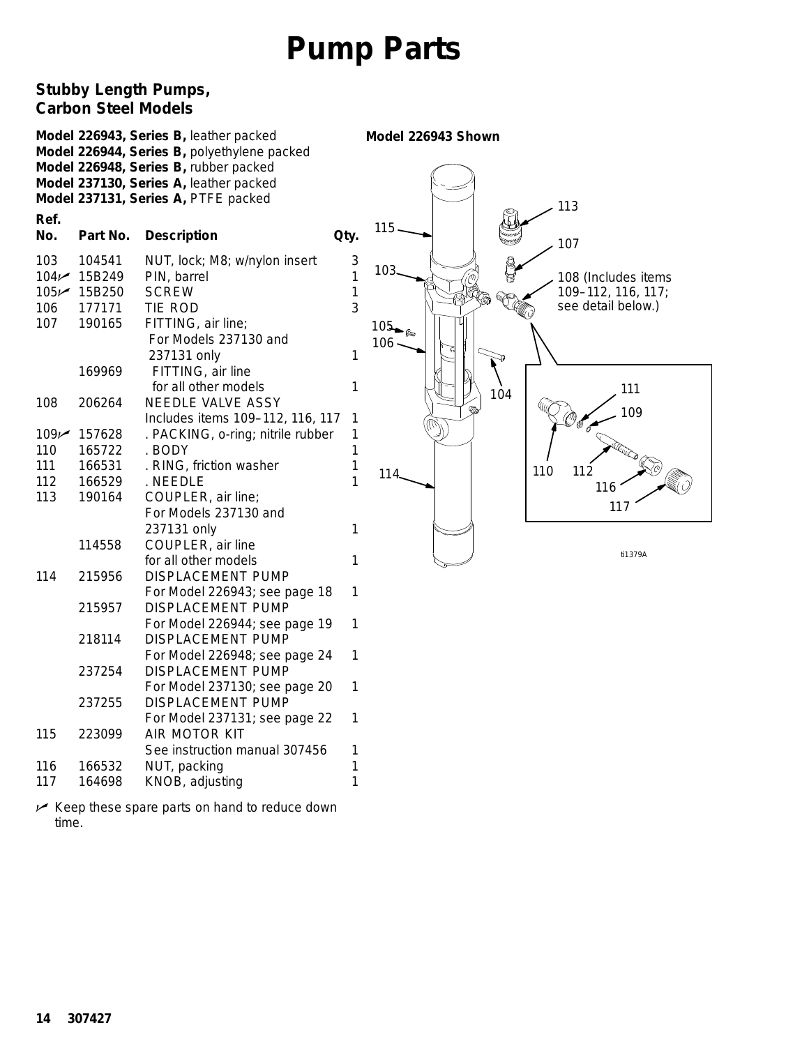# Pump Parts

## Stubby Length Pumps, Carbon Steel Models

**Model 226943, Series B,** leather packed
**Model 226944, Series B,** polyethylene packed
**Model 226948, Series B,** rubber packed
**Model 237130, Series A,** leather packed
**Model 237131, Series A,** PTFE packed

| Ref. No. | Part No. | Description | Qty. |
|---|---|---|---|
| 103 | 104541 | NUT, lock; M8; w/nylon insert | 3 |
| 104✓ | 15B249 | PIN, barrel | 1 |
| 105✓ | 15B250 | SCREW | 1 |
| 106 | 177171 | TIE ROD | 3 |
| 107 | 190165 | FITTING, air line; For Models 237130 and 237131 only | 1 |
| | 169969 | FITTING, air line for all other models | 1 |
| 108 | 206264 | NEEDLE VALVE ASSY Includes items 109–112, 116, 117 | 1 |
| 109✓ | 157628 | . PACKING, o-ring; nitrile rubber | 1 |
| 110 | 165722 | . BODY | 1 |
| 111 | 166531 | . RING, friction washer | 1 |
| 112 | 166529 | . NEEDLE | 1 |
| 113 | 190164 | COUPLER, air line; For Models 237130 and 237131 only | 1 |
| | 114558 | COUPLER, air line for all other models | 1 |
| 114 | 215956 | DISPLACEMENT PUMP For Model 226943; see page 18 | 1 |
| | 215957 | DISPLACEMENT PUMP For Model 226944; see page 19 | 1 |
| | 218114 | DISPLACEMENT PUMP For Model 226948; see page 24 | 1 |
| | 237254 | DISPLACEMENT PUMP For Model 237130; see page 20 | 1 |
| | 237255 | DISPLACEMENT PUMP For Model 237131; see page 22 | 1 |
| 115 | 223099 | AIR MOTOR KIT See instruction manual 307456 | 1 |
| 116 | 166532 | NUT, packing | 1 |
| 117 | 164698 | KNOB, adjusting | 1 |

✓ Keep these spare parts on hand to reduce down time.

**Model 226943 Shown**

108 (Includes items 109–112, 116, 117; see detail below.)

ti1379A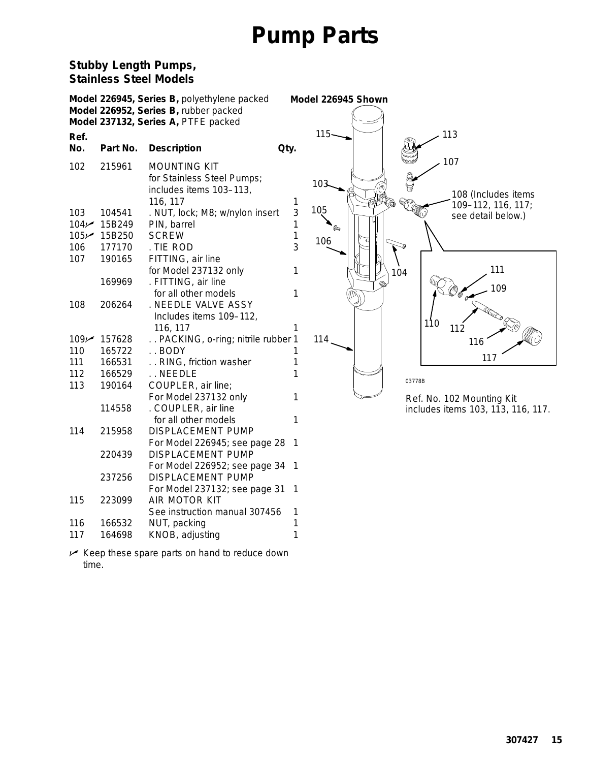# Pump Parts

## Stubby Length Pumps, Stainless Steel Models

**Model 226945, Series B,** polyethylene packed
**Model 226952, Series B,** rubber packed
**Model 237132, Series A,** PTFE packed

| Ref. No. | Part No. | Description | Qty. |
|---|---|---|---|
| 102 | 215961 | MOUNTING KIT for Stainless Steel Pumps; includes items 103–113, 116, 117 | 1 |
| 103 | 104541 | . NUT, lock; M8; w/nylon insert | 3 |
| 104✓ | 15B249 | PIN, barrel | 1 |
| 105✓ | 15B250 | SCREW | 1 |
| 106 | 177170 | . TIE ROD | 3 |
| 107 | 190165 | FITTING, air line for Model 237132 only | 1 |
| | 169969 | . FITTING, air line for all other models | 1 |
| 108 | 206264 | . NEEDLE VALVE ASSY Includes items 109–112, 116, 117 | 1 |
| 109✓ | 157628 | . . PACKING, o-ring; nitrile rubber | 1 |
| 110 | 165722 | . . BODY | 1 |
| 111 | 166531 | . . RING, friction washer | 1 |
| 112 | 166529 | . . NEEDLE | 1 |
| 113 | 190164 | COUPLER, air line; For Model 237132 only | 1 |
| | 114558 | . COUPLER, air line for all other models | 1 |
| 114 | 215958 | DISPLACEMENT PUMP For Model 226945; see page 28 | 1 |
| | 220439 | DISPLACEMENT PUMP For Model 226952; see page 34 | 1 |
| | 237256 | DISPLACEMENT PUMP For Model 237132; see page 31 | 1 |
| 115 | 223099 | AIR MOTOR KIT See instruction manual 307456 | 1 |
| 116 | 166532 | NUT, packing | 1 |
| 117 | 164698 | KNOB, adjusting | 1 |

✓ Keep these spare parts on hand to reduce down time.

**Model 226945 Shown**

108 (Includes items 109–112, 116, 117; see detail below.)

03778B

Ref. No. 102 Mounting Kit includes items 103, 113, 116, 117.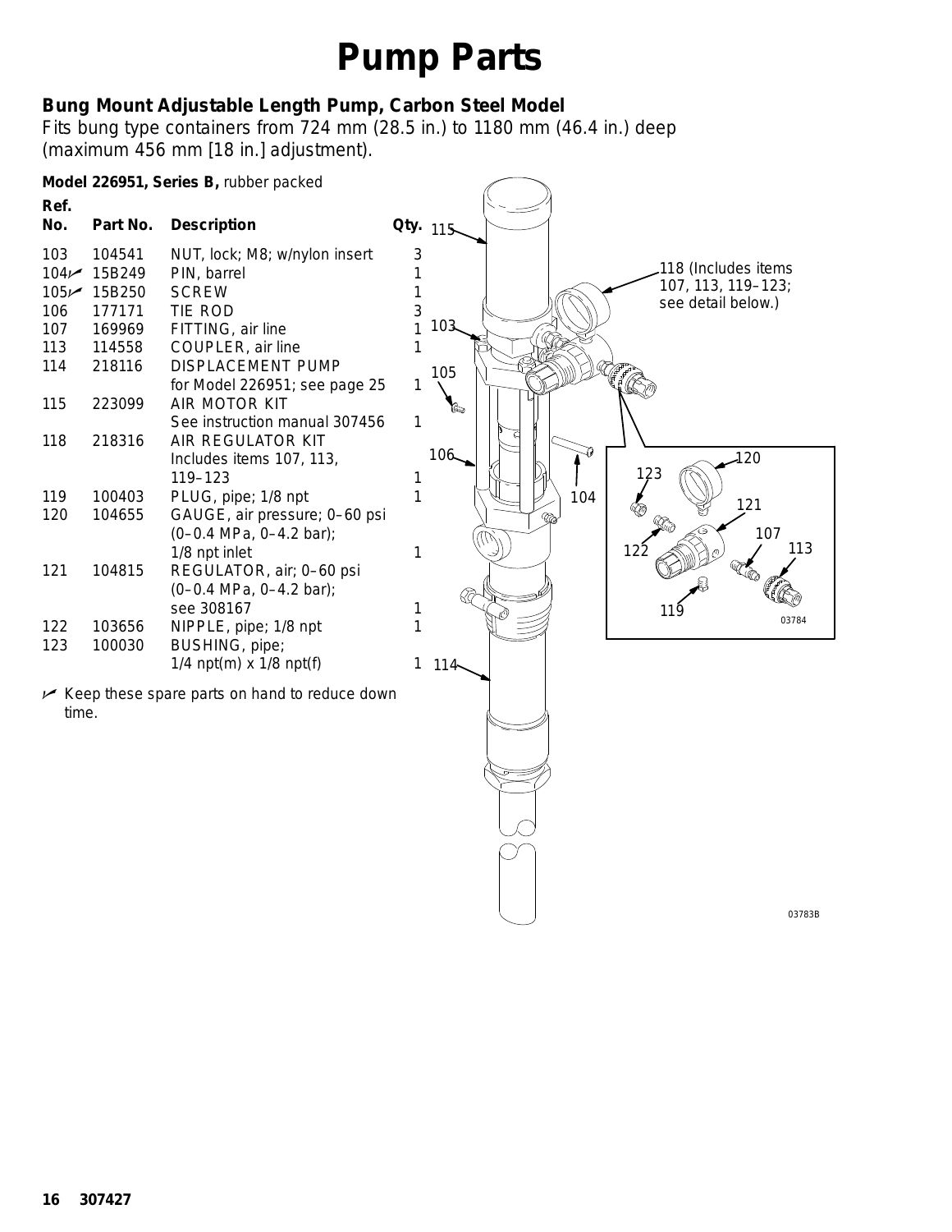# Pump Parts

### Bung Mount Adjustable Length Pump, Carbon Steel Model

Fits bung type containers from 724 mm (28.5 in.) to 1180 mm (46.4 in.) deep (maximum 456 mm [18 in.] adjustment).

**Model 226951, Series B,** rubber packed

| Ref. No. | Part No. | Description | Qty. |
|---|---|---|---|
| 103 | 104541 | NUT, lock; M8; w/nylon insert | 3 |
| 104✓ | 15B249 | PIN, barrel | 1 |
| 105✓ | 15B250 | SCREW | 1 |
| 106 | 177171 | TIE ROD | 3 |
| 107 | 169969 | FITTING, air line | 1 |
| 113 | 114558 | COUPLER, air line | 1 |
| 114 | 218116 | DISPLACEMENT PUMP for Model 226951; see page 25 | 1 |
| 115 | 223099 | AIR MOTOR KIT See instruction manual 307456 | 1 |
| 118 | 218316 | AIR REGULATOR KIT Includes items 107, 113, 119–123 | 1 |
| 119 | 100403 | PLUG, pipe; 1/8 npt | 1 |
| 120 | 104655 | GAUGE, air pressure; 0–60 psi (0–0.4 MPa, 0–4.2 bar); 1/8 npt inlet | 1 |
| 121 | 104815 | REGULATOR, air; 0–60 psi (0–0.4 MPa, 0–4.2 bar); see 308167 | 1 |
| 122 | 103656 | NIPPLE, pipe; 1/8 npt | 1 |
| 123 | 100030 | BUSHING, pipe; 1/4 npt(m) x 1/8 npt(f) | 1 |

✓ Keep these spare parts on hand to reduce down time.

118 (Includes items 107, 113, 119–123; see detail below.)

03784

03783B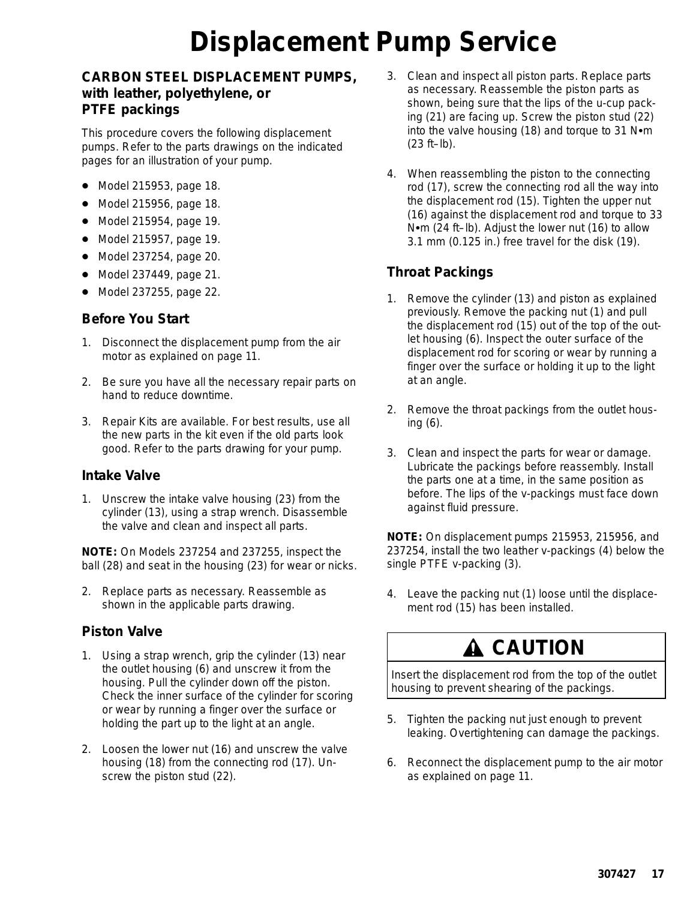# Displacement Pump Service

### CARBON STEEL DISPLACEMENT PUMPS, with leather, polyethylene, or PTFE packings

This procedure covers the following displacement pumps. Refer to the parts drawings on the indicated pages for an illustration of your pump.

- Model 215953, page 18.
- Model 215956, page 18.
- Model 215954, page 19.
- Model 215957, page 19.
- Model 237254, page 20.
- Model 237449, page 21.
- Model 237255, page 22.

### Before You Start

1. Disconnect the displacement pump from the air motor as explained on page 11.
2. Be sure you have all the necessary repair parts on hand to reduce downtime.
3. Repair Kits are available. For best results, use all the new parts in the kit even if the old parts look good. Refer to the parts drawing for your pump.

### Intake Valve

1. Unscrew the intake valve housing (23) from the cylinder (13), using a strap wrench. Disassemble the valve and clean and inspect all parts.

**NOTE:** On Models 237254 and 237255, inspect the ball (28) and seat in the housing (23) for wear or nicks.

2. Replace parts as necessary. Reassemble as shown in the applicable parts drawing.

### Piston Valve

1. Using a strap wrench, grip the cylinder (13) near the outlet housing (6) and unscrew it from the housing. Pull the cylinder down off the piston. Check the inner surface of the cylinder for scoring or wear by running a finger over the surface or holding the part up to the light at an angle.
2. Loosen the lower nut (16) and unscrew the valve housing (18) from the connecting rod (17). Unscrew the piston stud (22).
3. Clean and inspect all piston parts. Replace parts as necessary. Reassemble the piston parts as shown, being sure that the lips of the u-cup packing (21) are facing up. Screw the piston stud (22) into the valve housing (18) and torque to 31 N•m (23 ft–lb).
4. When reassembling the piston to the connecting rod (17), screw the connecting rod all the way into the displacement rod (15). Tighten the upper nut (16) against the displacement rod and torque to 33 N•m (24 ft–lb). Adjust the lower nut (16) to allow 3.1 mm (0.125 in.) free travel for the disk (19).

### Throat Packings

1. Remove the cylinder (13) and piston as explained previously. Remove the packing nut (1) and pull the displacement rod (15) out of the top of the outlet housing (6). Inspect the outer surface of the displacement rod for scoring or wear by running a finger over the surface or holding it up to the light at an angle.
2. Remove the throat packings from the outlet housing (6).
3. Clean and inspect the parts for wear or damage. Lubricate the packings before reassembly. Install the parts one at a time, in the same position as before. The lips of the v-packings must face down against fluid pressure.

**NOTE:** On displacement pumps 215953, 215956, and 237254, install the two leather v-packings (4) below the single PTFE v-packing (3).

4. Leave the packing nut (1) loose until the displacement rod (15) has been installed.

> **⚠ CAUTION**
>
> Insert the displacement rod from the top of the outlet housing to prevent shearing of the packings.

5. Tighten the packing nut just enough to prevent leaking. Overtightening can damage the packings.
6. Reconnect the displacement pump to the air motor as explained on page 11.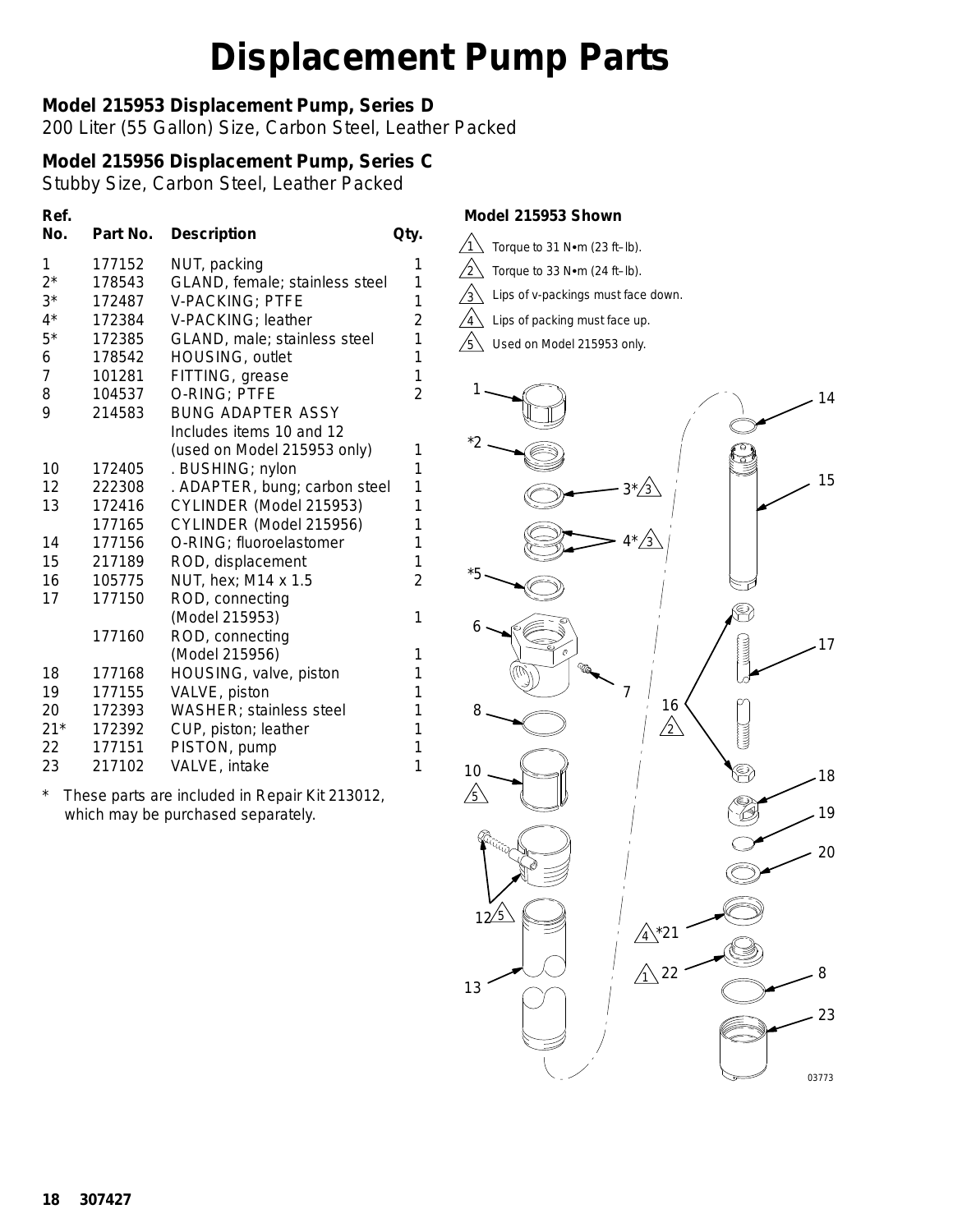# Displacement Pump Parts

### Model 215953 Displacement Pump, Series D

200 Liter (55 Gallon) Size, Carbon Steel, Leather Packed

### Model 215956 Displacement Pump, Series C

Stubby Size, Carbon Steel, Leather Packed

| Ref. No. | Part No. | Description | Qty. |
|---|---|---|---|
| 1 | 177152 | NUT, packing | 1 |
| 2* | 178543 | GLAND, female; stainless steel | 1 |
| 3* | 172487 | V-PACKING; PTFE | 1 |
| 4* | 172384 | V-PACKING; leather | 2 |
| 5* | 172385 | GLAND, male; stainless steel | 1 |
| 6 | 178542 | HOUSING, outlet | 1 |
| 7 | 101281 | FITTING, grease | 1 |
| 8 | 104537 | O-RING; PTFE | 2 |
| 9 | 214583 | BUNG ADAPTER ASSY Includes items 10 and 12 (used on Model 215953 only) | 1 |
| 10 | 172405 | . BUSHING; nylon | 1 |
| 12 | 222308 | . ADAPTER, bung; carbon steel | 1 |
| 13 | 172416 | CYLINDER (Model 215953) | 1 |
| | 177165 | CYLINDER (Model 215956) | 1 |
| 14 | 177156 | O-RING; fluoroelastomer | 1 |
| 15 | 217189 | ROD, displacement | 1 |
| 16 | 105775 | NUT, hex; M14 x 1.5 | 2 |
| 17 | 177150 | ROD, connecting (Model 215953) | 1 |
| | 177160 | ROD, connecting (Model 215956) | 1 |
| 18 | 177168 | HOUSING, valve, piston | 1 |
| 19 | 177155 | VALVE, piston | 1 |
| 20 | 172393 | WASHER; stainless steel | 1 |
| 21* | 172392 | CUP, piston; leather | 1 |
| 22 | 177151 | PISTON, pump | 1 |
| 23 | 217102 | VALVE, intake | 1 |

\* These parts are included in Repair Kit 213012, which may be purchased separately.

**Model 215953 Shown**

1. Torque to 31 N•m (23 ft–lb).
2. Torque to 33 N•m (24 ft–lb).
3. Lips of v-packings must face down.
4. Lips of packing must face up.
5. Used on Model 215953 only.

03773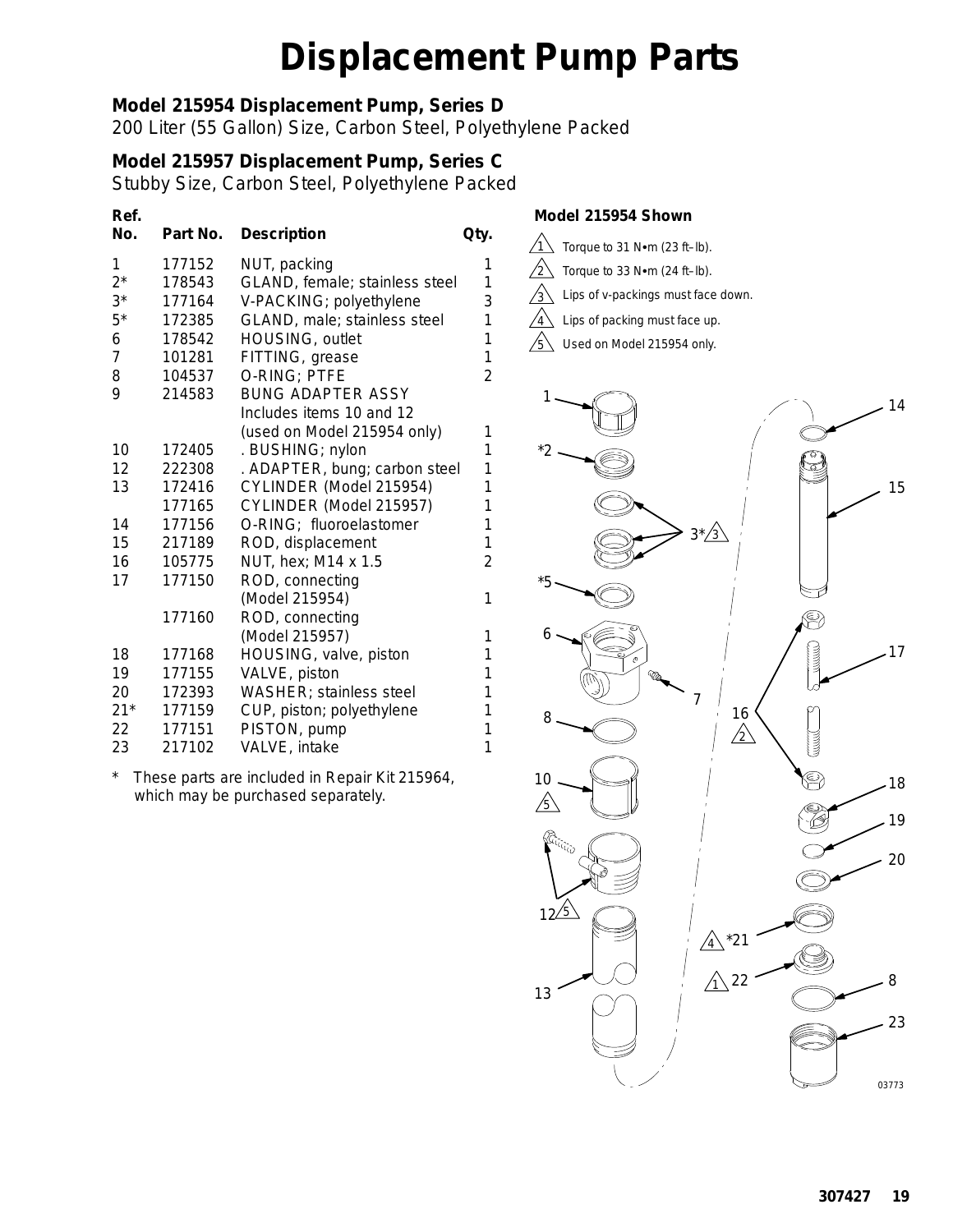# Displacement Pump Parts

**Model 215954 Displacement Pump, Series D**
200 Liter (55 Gallon) Size, Carbon Steel, Polyethylene Packed

**Model 215957 Displacement Pump, Series C**
Stubby Size, Carbon Steel, Polyethylene Packed

| Ref. No. | Part No. | Description | Qty. |
|---|---|---|---|
| 1 | 177152 | NUT, packing | 1 |
| 2* | 178543 | GLAND, female; stainless steel | 1 |
| 3* | 177164 | V-PACKING; polyethylene | 3 |
| 5* | 172385 | GLAND, male; stainless steel | 1 |
| 6 | 178542 | HOUSING, outlet | 1 |
| 7 | 101281 | FITTING, grease | 1 |
| 8 | 104537 | O-RING; PTFE | 2 |
| 9 | 214583 | BUNG ADAPTER ASSY Includes items 10 and 12 (used on Model 215954 only) | 1 |
| 10 | 172405 | . BUSHING; nylon | 1 |
| 12 | 222308 | . ADAPTER, bung; carbon steel | 1 |
| 13 | 172416 | CYLINDER (Model 215954) | 1 |
| | 177165 | CYLINDER (Model 215957) | 1 |
| 14 | 177156 | O-RING; fluoroelastomer | 1 |
| 15 | 217189 | ROD, displacement | 1 |
| 16 | 105775 | NUT, hex; M14 x 1.5 | 2 |
| 17 | 177150 | ROD, connecting (Model 215954) | 1 |
| | 177160 | ROD, connecting (Model 215957) | 1 |
| 18 | 177168 | HOUSING, valve, piston | 1 |
| 19 | 177155 | VALVE, piston | 1 |
| 20 | 172393 | WASHER; stainless steel | 1 |
| 21* | 177159 | CUP, piston; polyethylene | 1 |
| 22 | 177151 | PISTON, pump | 1 |
| 23 | 217102 | VALVE, intake | 1 |

\* These parts are included in Repair Kit 215964, which may be purchased separately.

**Model 215954 Shown**

1. Torque to 31 N•m (23 ft–lb).
2. Torque to 33 N•m (24 ft–lb).
3. Lips of v-packings must face down.
4. Lips of packing must face up.
5. Used on Model 215954 only.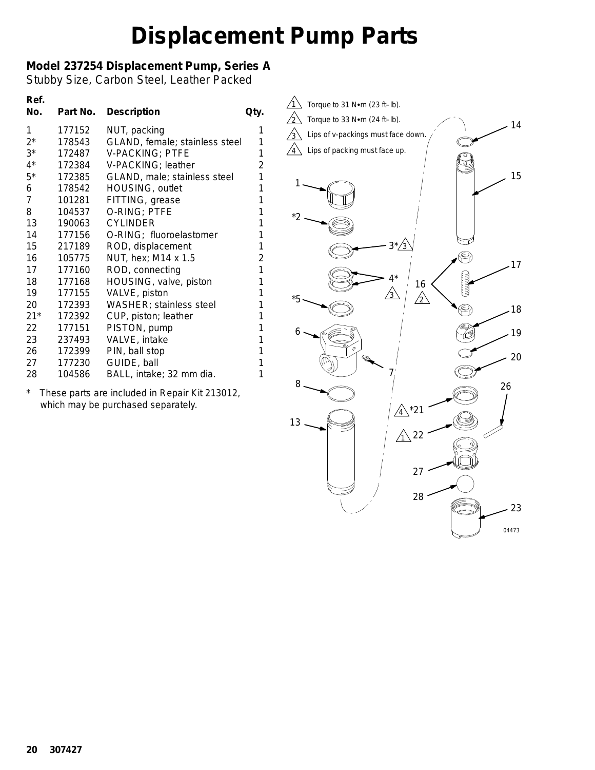# Displacement Pump Parts

**Model 237254 Displacement Pump, Series A**
Stubby Size, Carbon Steel, Leather Packed

| Ref. No. | Part No. | Description | Qty. |
|---|---|---|---|
| 1 | 177152 | NUT, packing | 1 |
| 2* | 178543 | GLAND, female; stainless steel | 1 |
| 3* | 172487 | V-PACKING; PTFE | 1 |
| 4* | 172384 | V-PACKING; leather | 2 |
| 5* | 172385 | GLAND, male; stainless steel | 1 |
| 6 | 178542 | HOUSING, outlet | 1 |
| 7 | 101281 | FITTING, grease | 1 |
| 8 | 104537 | O-RING; PTFE | 1 |
| 13 | 190063 | CYLINDER | 1 |
| 14 | 177156 | O-RING; fluoroelastomer | 1 |
| 15 | 217189 | ROD, displacement | 1 |
| 16 | 105775 | NUT, hex; M14 x 1.5 | 2 |
| 17 | 177160 | ROD, connecting | 1 |
| 18 | 177168 | HOUSING, valve, piston | 1 |
| 19 | 177155 | VALVE, piston | 1 |
| 20 | 172393 | WASHER; stainless steel | 1 |
| 21* | 172392 | CUP, piston; leather | 1 |
| 22 | 177151 | PISTON, pump | 1 |
| 23 | 237493 | VALVE, intake | 1 |
| 26 | 172399 | PIN, ball stop | 1 |
| 27 | 177230 | GUIDE, ball | 1 |
| 28 | 104586 | BALL, intake; 32 mm dia. | 1 |

\* These parts are included in Repair Kit 213012, which may be purchased separately.

1. Torque to 31 N•m (23 ft–lb).
2. Torque to 33 N•m (24 ft–lb).
3. Lips of v-packings must face down.
4. Lips of packing must face up.

04473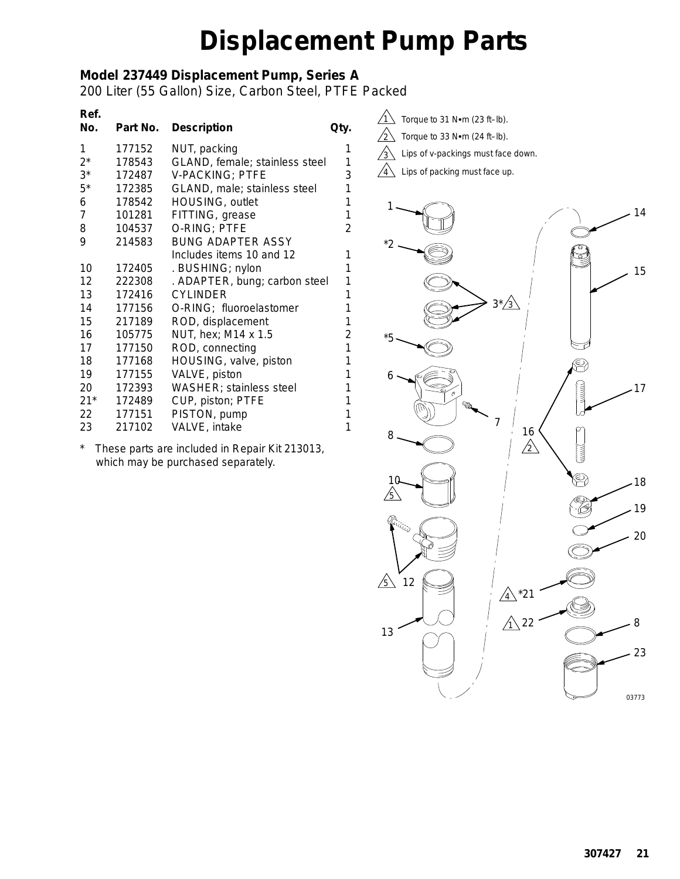# Displacement Pump Parts

### Model 237449 Displacement Pump, Series A

200 Liter (55 Gallon) Size, Carbon Steel, PTFE Packed

| Ref. No. | Part No. | Description | Qty. |
|---|---|---|---|
| 1 | 177152 | NUT, packing | 1 |
| 2* | 178543 | GLAND, female; stainless steel | 1 |
| 3* | 172487 | V-PACKING; PTFE | 3 |
| 5* | 172385 | GLAND, male; stainless steel | 1 |
| 6 | 178542 | HOUSING, outlet | 1 |
| 7 | 101281 | FITTING, grease | 1 |
| 8 | 104537 | O-RING; PTFE | 2 |
| 9 | 214583 | BUNG ADAPTER ASSY Includes items 10 and 12 | 1 |
| 10 | 172405 | . BUSHING; nylon | 1 |
| 12 | 222308 | . ADAPTER, bung; carbon steel | 1 |
| 13 | 172416 | CYLINDER | 1 |
| 14 | 177156 | O-RING; fluoroelastomer | 1 |
| 15 | 217189 | ROD, displacement | 1 |
| 16 | 105775 | NUT, hex; M14 x 1.5 | 2 |
| 17 | 177150 | ROD, connecting | 1 |
| 18 | 177168 | HOUSING, valve, piston | 1 |
| 19 | 177155 | VALVE, piston | 1 |
| 20 | 172393 | WASHER; stainless steel | 1 |
| 21* | 172489 | CUP, piston; PTFE | 1 |
| 22 | 177151 | PISTON, pump | 1 |
| 23 | 217102 | VALVE, intake | 1 |

\* These parts are included in Repair Kit 213013, which may be purchased separately.

1. Torque to 31 N•m (23 ft–lb).
2. Torque to 33 N•m (24 ft–lb).
3. Lips of v-packings must face down.
4. Lips of packing must face up.

03773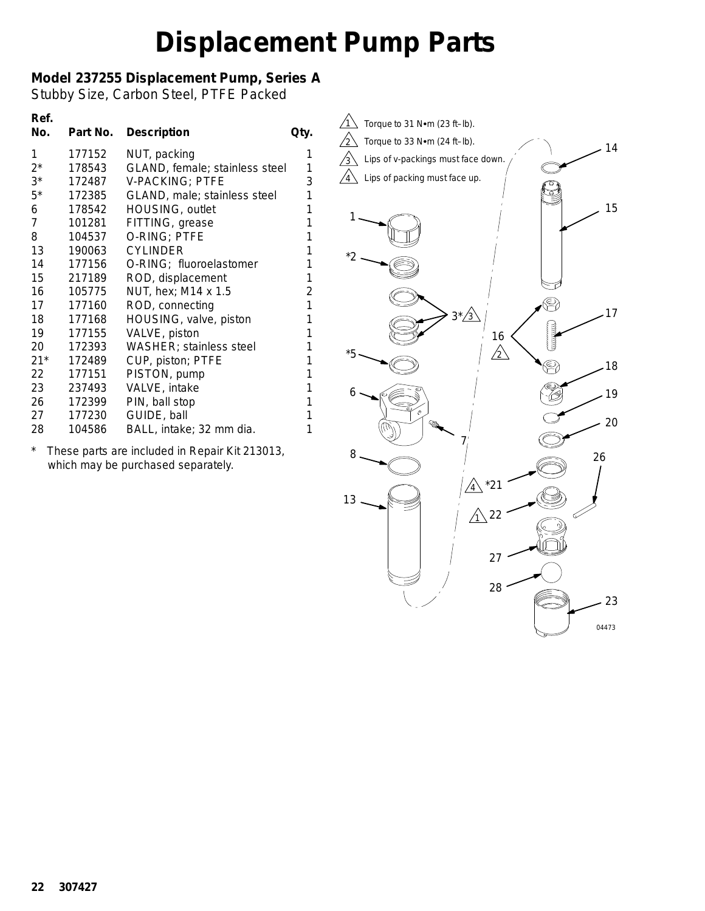# Displacement Pump Parts

**Model 237255 Displacement Pump, Series A**
Stubby Size, Carbon Steel, PTFE Packed

| Ref. No. | Part No. | Description | Qty. |
|---|---|---|---|
| 1 | 177152 | NUT, packing | 1 |
| 2* | 178543 | GLAND, female; stainless steel | 1 |
| 3* | 172487 | V-PACKING; PTFE | 3 |
| 5* | 172385 | GLAND, male; stainless steel | 1 |
| 6 | 178542 | HOUSING, outlet | 1 |
| 7 | 101281 | FITTING, grease | 1 |
| 8 | 104537 | O-RING; PTFE | 1 |
| 13 | 190063 | CYLINDER | 1 |
| 14 | 177156 | O-RING; fluoroelastomer | 1 |
| 15 | 217189 | ROD, displacement | 1 |
| 16 | 105775 | NUT, hex; M14 x 1.5 | 2 |
| 17 | 177160 | ROD, connecting | 1 |
| 18 | 177168 | HOUSING, valve, piston | 1 |
| 19 | 177155 | VALVE, piston | 1 |
| 20 | 172393 | WASHER; stainless steel | 1 |
| 21* | 172489 | CUP, piston; PTFE | 1 |
| 22 | 177151 | PISTON, pump | 1 |
| 23 | 237493 | VALVE, intake | 1 |
| 26 | 172399 | PIN, ball stop | 1 |
| 27 | 177230 | GUIDE, ball | 1 |
| 28 | 104586 | BALL, intake; 32 mm dia. | 1 |

\* These parts are included in Repair Kit 213013, which may be purchased separately.

1. Torque to 31 N•m (23 ft–lb).
2. Torque to 33 N•m (24 ft–lb).
3. Lips of v-packings must face down.
4. Lips of packing must face up.

04473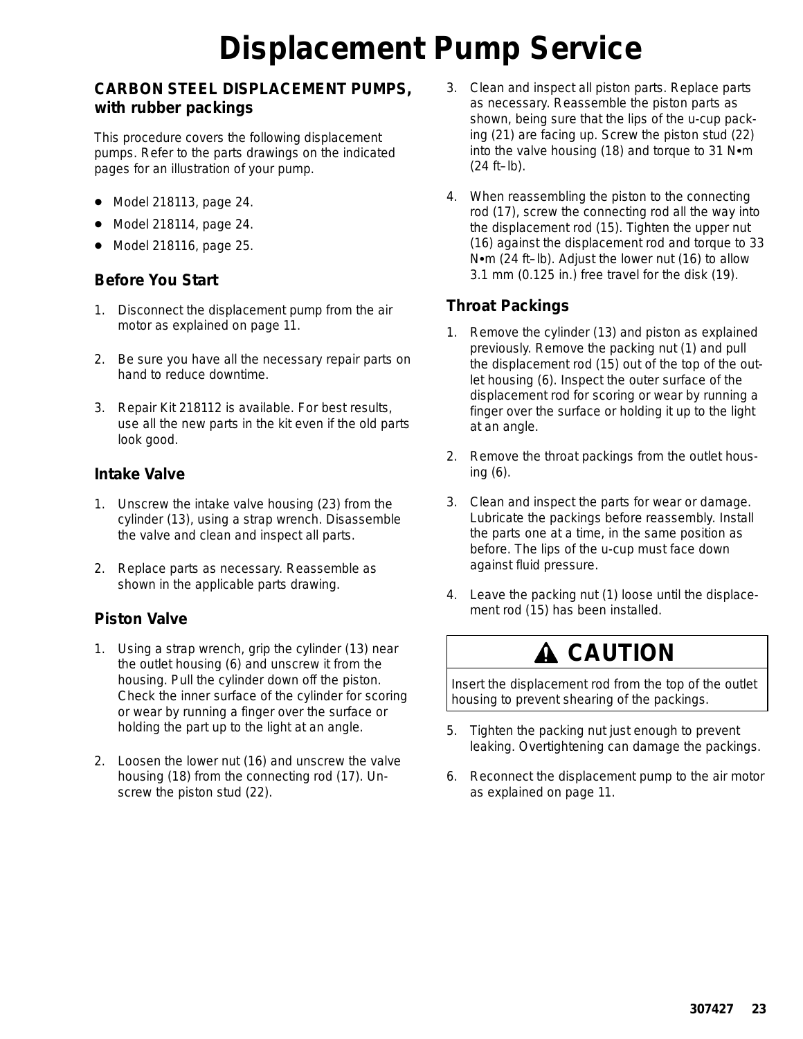# Displacement Pump Service

### *CARBON STEEL DISPLACEMENT PUMPS, with rubber packings*

This procedure covers the following displacement pumps. Refer to the parts drawings on the indicated pages for an illustration of your pump.

- Model 218113, page 24.
- Model 218114, page 24.
- Model 218116, page 25.

### Before You Start

1. Disconnect the displacement pump from the air motor as explained on page 11.
2. Be sure you have all the necessary repair parts on hand to reduce downtime.
3. Repair Kit 218112 is available. For best results, use all the new parts in the kit even if the old parts look good.

### Intake Valve

1. Unscrew the intake valve housing (23) from the cylinder (13), using a strap wrench. Disassemble the valve and clean and inspect all parts.
2. Replace parts as necessary. Reassemble as shown in the applicable parts drawing.

### Piston Valve

1. Using a strap wrench, grip the cylinder (13) near the outlet housing (6) and unscrew it from the housing. Pull the cylinder down off the piston. Check the inner surface of the cylinder for scoring or wear by running a finger over the surface or holding the part up to the light at an angle.
2. Loosen the lower nut (16) and unscrew the valve housing (18) from the connecting rod (17). Unscrew the piston stud (22).
3. Clean and inspect all piston parts. Replace parts as necessary. Reassemble the piston parts as shown, being sure that the lips of the u-cup packing (21) are facing up. Screw the piston stud (22) into the valve housing (18) and torque to 31 N•m (24 ft–lb).
4. When reassembling the piston to the connecting rod (17), screw the connecting rod all the way into the displacement rod (15). Tighten the upper nut (16) against the displacement rod and torque to 33 N•m (24 ft–lb). Adjust the lower nut (16) to allow 3.1 mm (0.125 in.) free travel for the disk (19).

### Throat Packings

1. Remove the cylinder (13) and piston as explained previously. Remove the packing nut (1) and pull the displacement rod (15) out of the top of the outlet housing (6). Inspect the outer surface of the displacement rod for scoring or wear by running a finger over the surface or holding it up to the light at an angle.
2. Remove the throat packings from the outlet housing (6).
3. Clean and inspect the parts for wear or damage. Lubricate the packings before reassembly. Install the parts one at a time, in the same position as before. The lips of the u-cup must face down against fluid pressure.
4. Leave the packing nut (1) loose until the displacement rod (15) has been installed.

> **⚠ CAUTION**
>
> Insert the displacement rod from the top of the outlet housing to prevent shearing of the packings.

5. Tighten the packing nut just enough to prevent leaking. Overtightening can damage the packings.
6. Reconnect the displacement pump to the air motor as explained on page 11.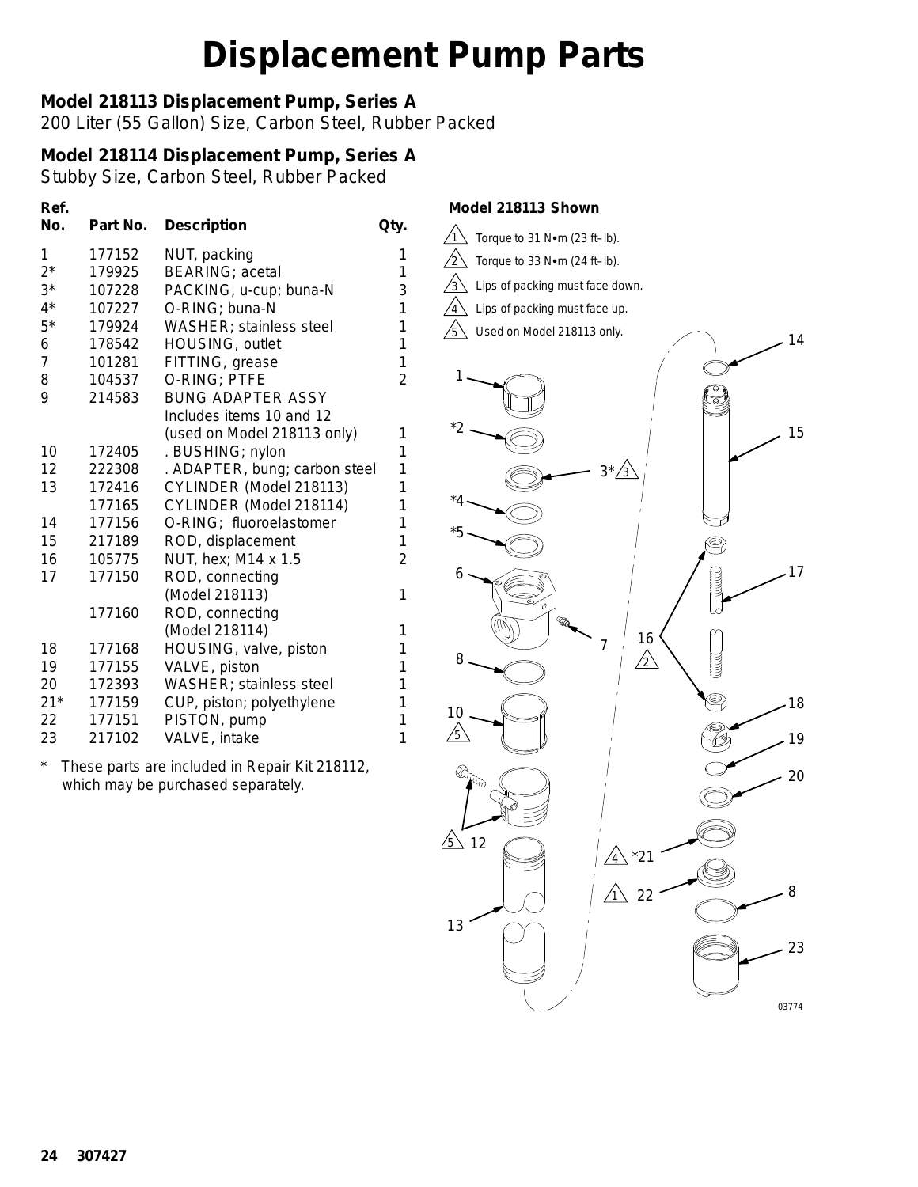# Displacement Pump Parts

**Model 218113 Displacement Pump, Series A**
200 Liter (55 Gallon) Size, Carbon Steel, Rubber Packed

**Model 218114 Displacement Pump, Series A**
Stubby Size, Carbon Steel, Rubber Packed

| Ref. No. | Part No. | Description | Qty. |
|---|---|---|---|
| 1 | 177152 | NUT, packing | 1 |
| 2* | 179925 | BEARING; acetal | 1 |
| 3* | 107228 | PACKING, u-cup; buna-N | 3 |
| 4* | 107227 | O-RING; buna-N | 1 |
| 5* | 179924 | WASHER; stainless steel | 1 |
| 6 | 178542 | HOUSING, outlet | 1 |
| 7 | 101281 | FITTING, grease | 1 |
| 8 | 104537 | O-RING; PTFE | 2 |
| 9 | 214583 | BUNG ADAPTER ASSY Includes items 10 and 12 (used on Model 218113 only) | 1 |
| 10 | 172405 | . BUSHING; nylon | 1 |
| 12 | 222308 | . ADAPTER, bung; carbon steel | 1 |
| 13 | 172416 | CYLINDER (Model 218113) | 1 |
| | 177165 | CYLINDER (Model 218114) | 1 |
| 14 | 177156 | O-RING; fluoroelastomer | 1 |
| 15 | 217189 | ROD, displacement | 1 |
| 16 | 105775 | NUT, hex; M14 x 1.5 | 2 |
| 17 | 177150 | ROD, connecting (Model 218113) | 1 |
| | 177160 | ROD, connecting (Model 218114) | 1 |
| 18 | 177168 | HOUSING, valve, piston | 1 |
| 19 | 177155 | VALVE, piston | 1 |
| 20 | 172393 | WASHER; stainless steel | 1 |
| 21* | 177159 | CUP, piston; polyethylene | 1 |
| 22 | 177151 | PISTON, pump | 1 |
| 23 | 217102 | VALVE, intake | 1 |

\* These parts are included in Repair Kit 218112, which may be purchased separately.

**Model 218113 Shown**

1. Torque to 31 N•m (23 ft–lb).
2. Torque to 33 N•m (24 ft–lb).
3. Lips of packing must face down.
4. Lips of packing must face up.
5. Used on Model 218113 only.

03774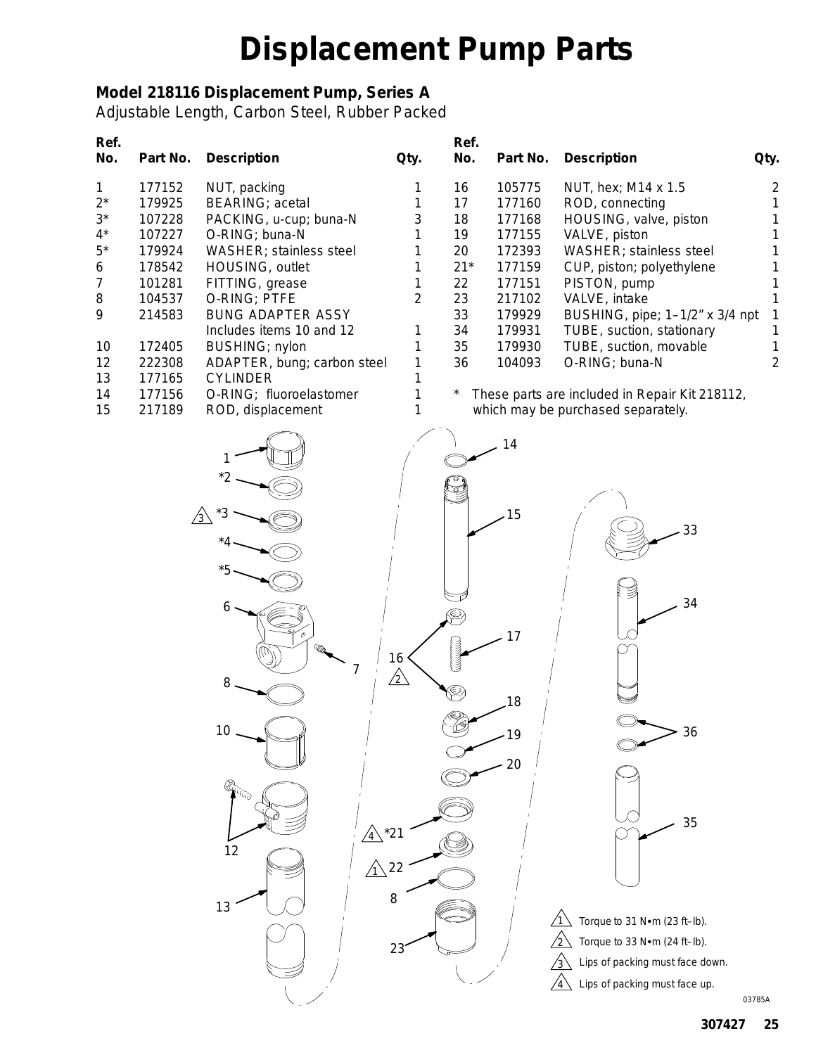# Displacement Pump Parts

**Model 218116 Displacement Pump, Series A**
Adjustable Length, Carbon Steel, Rubber Packed

| Ref. No. | Part No. | Description | Qty. |
|---|---|---|---|
| 1 | 177152 | NUT, packing | 1 |
| 2* | 179925 | BEARING; acetal | 1 |
| 3* | 107228 | PACKING, u-cup; buna-N | 3 |
| 4* | 107227 | O-RING; buna-N | 1 |
| 5* | 179924 | WASHER; stainless steel | 1 |
| 6 | 178542 | HOUSING, outlet | 1 |
| 7 | 101281 | FITTING, grease | 1 |
| 8 | 104537 | O-RING; PTFE | 2 |
| 9 | 214583 | BUNG ADAPTER ASSY Includes items 10 and 12 | 1 |
| 10 | 172405 | BUSHING; nylon | 1 |
| 12 | 222308 | ADAPTER, bung; carbon steel | 1 |
| 13 | 177165 | CYLINDER | 1 |
| 14 | 177156 | O-RING; fluoroelastomer | 1 |
| 15 | 217189 | ROD, displacement | 1 |
| 16 | 105775 | NUT, hex; M14 x 1.5 | 2 |
| 17 | 177160 | ROD, connecting | 1 |
| 18 | 177168 | HOUSING, valve, piston | 1 |
| 19 | 177155 | VALVE, piston | 1 |
| 20 | 172393 | WASHER; stainless steel | 1 |
| 21* | 177159 | CUP, piston; polyethylene | 1 |
| 22 | 177151 | PISTON, pump | 1 |
| 23 | 217102 | VALVE, intake | 1 |
| 33 | 179929 | BUSHING, pipe; 1–1/2" x 3/4 npt | 1 |
| 34 | 179931 | TUBE, suction, stationary | 1 |
| 35 | 179930 | TUBE, suction, movable | 1 |
| 36 | 104093 | O-RING; buna-N | 2 |

\* These parts are included in Repair Kit 218112, which may be purchased separately.

1. Torque to 31 N•m (23 ft–lb).
2. Torque to 33 N•m (24 ft–lb).
3. Lips of packing must face down.
4. Lips of packing must face up.

03785A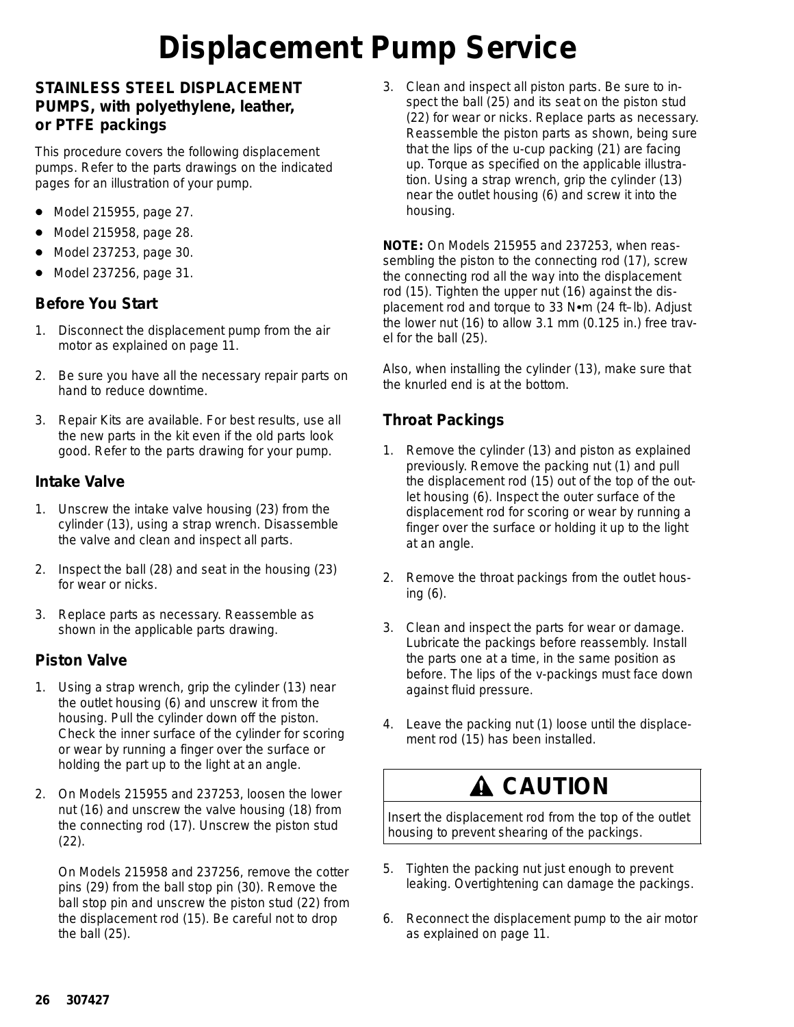# Displacement Pump Service

### STAINLESS STEEL DISPLACEMENT PUMPS, with polyethylene, leather, or PTFE packings

This procedure covers the following displacement pumps. Refer to the parts drawings on the indicated pages for an illustration of your pump.

- Model 215955, page 27.
- Model 215958, page 28.
- Model 237253, page 30.
- Model 237256, page 31.

### Before You Start

1. Disconnect the displacement pump from the air motor as explained on page 11.
2. Be sure you have all the necessary repair parts on hand to reduce downtime.
3. Repair Kits are available. For best results, use all the new parts in the kit even if the old parts look good. Refer to the parts drawing for your pump.

### Intake Valve

1. Unscrew the intake valve housing (23) from the cylinder (13), using a strap wrench. Disassemble the valve and clean and inspect all parts.
2. Inspect the ball (28) and seat in the housing (23) for wear or nicks.
3. Replace parts as necessary. Reassemble as shown in the applicable parts drawing.

### Piston Valve

1. Using a strap wrench, grip the cylinder (13) near the outlet housing (6) and unscrew it from the housing. Pull the cylinder down off the piston. Check the inner surface of the cylinder for scoring or wear by running a finger over the surface or holding the part up to the light at an angle.
2. On Models 215955 and 237253, loosen the lower nut (16) and unscrew the valve housing (18) from the connecting rod (17). Unscrew the piston stud (22).

   On Models 215958 and 237256, remove the cotter pins (29) from the ball stop pin (30). Remove the ball stop pin and unscrew the piston stud (22) from the displacement rod (15). Be careful not to drop the ball (25).
3. Clean and inspect all piston parts. Be sure to inspect the ball (25) and its seat on the piston stud (22) for wear or nicks. Replace parts as necessary. Reassemble the piston parts as shown, being sure that the lips of the u-cup packing (21) are facing up. Torque as specified on the applicable illustration. Using a strap wrench, grip the cylinder (13) near the outlet housing (6) and screw it into the housing.

**NOTE:** On Models 215955 and 237253, when reassembling the piston to the connecting rod (17), screw the connecting rod all the way into the displacement rod (15). Tighten the upper nut (16) against the displacement rod and torque to 33 N•m (24 ft–lb). Adjust the lower nut (16) to allow 3.1 mm (0.125 in.) free travel for the ball (25).

Also, when installing the cylinder (13), make sure that the knurled end is at the bottom.

### Throat Packings

1. Remove the cylinder (13) and piston as explained previously. Remove the packing nut (1) and pull the displacement rod (15) out of the top of the outlet housing (6). Inspect the outer surface of the displacement rod for scoring or wear by running a finger over the surface or holding it up to the light at an angle.
2. Remove the throat packings from the outlet housing (6).
3. Clean and inspect the parts for wear or damage. Lubricate the packings before reassembly. Install the parts one at a time, in the same position as before. The lips of the v-packings must face down against fluid pressure.
4. Leave the packing nut (1) loose until the displacement rod (15) has been installed.

> **CAUTION**
>
> Insert the displacement rod from the top of the outlet housing to prevent shearing of the packings.

5. Tighten the packing nut just enough to prevent leaking. Overtightening can damage the packings.
6. Reconnect the displacement pump to the air motor as explained on page 11.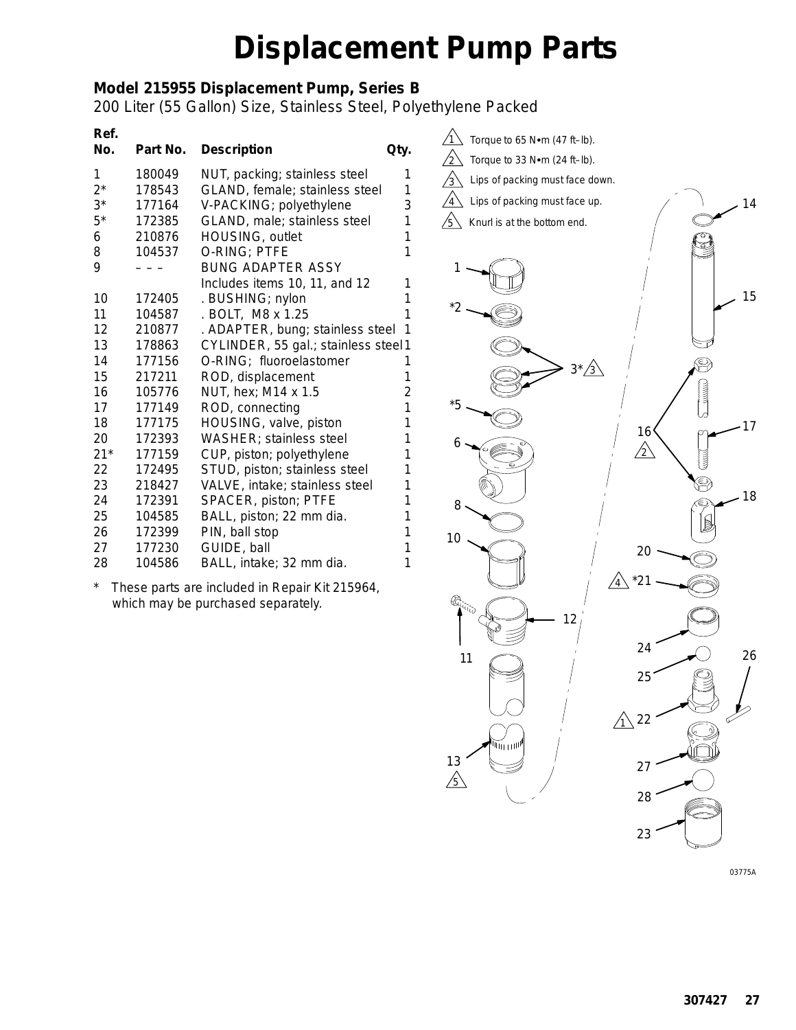# Displacement Pump Parts

**Model 215955 Displacement Pump, Series B**
200 Liter (55 Gallon) Size, Stainless Steel, Polyethylene Packed

| Ref. No. | Part No. | Description | Qty. |
|---|---|---|---|
| 1 | 180049 | NUT, packing; stainless steel | 1 |
| 2* | 178543 | GLAND, female; stainless steel | 1 |
| 3* | 177164 | V-PACKING; polyethylene | 3 |
| 5* | 172385 | GLAND, male; stainless steel | 1 |
| 6 | 210876 | HOUSING, outlet | 1 |
| 8 | 104537 | O-RING; PTFE | 1 |
| 9 | – – – | BUNG ADAPTER ASSY Includes items 10, 11, and 12 | 1 |
| 10 | 172405 | . BUSHING; nylon | 1 |
| 11 | 104587 | . BOLT, M8 x 1.25 | 1 |
| 12 | 210877 | . ADAPTER, bung; stainless steel | 1 |
| 13 | 178863 | CYLINDER, 55 gal.; stainless steel | 1 |
| 14 | 177156 | O-RING; fluoroelastomer | 1 |
| 15 | 217211 | ROD, displacement | 1 |
| 16 | 105776 | NUT, hex; M14 x 1.5 | 2 |
| 17 | 177149 | ROD, connecting | 1 |
| 18 | 177175 | HOUSING, valve, piston | 1 |
| 20 | 172393 | WASHER; stainless steel | 1 |
| 21* | 177159 | CUP, piston; polyethylene | 1 |
| 22 | 172495 | STUD, piston; stainless steel | 1 |
| 23 | 218427 | VALVE, intake; stainless steel | 1 |
| 24 | 172391 | SPACER, piston; PTFE | 1 |
| 25 | 104585 | BALL, piston; 22 mm dia. | 1 |
| 26 | 172399 | PIN, ball stop | 1 |
| 27 | 177230 | GUIDE, ball | 1 |
| 28 | 104586 | BALL, intake; 32 mm dia. | 1 |

\* These parts are included in Repair Kit 215964, which may be purchased separately.

1. Torque to 65 N•m (47 ft–lb).
2. Torque to 33 N•m (24 ft–lb).
3. Lips of packing must face down.
4. Lips of packing must face up.
5. Knurl is at the bottom end.

03775A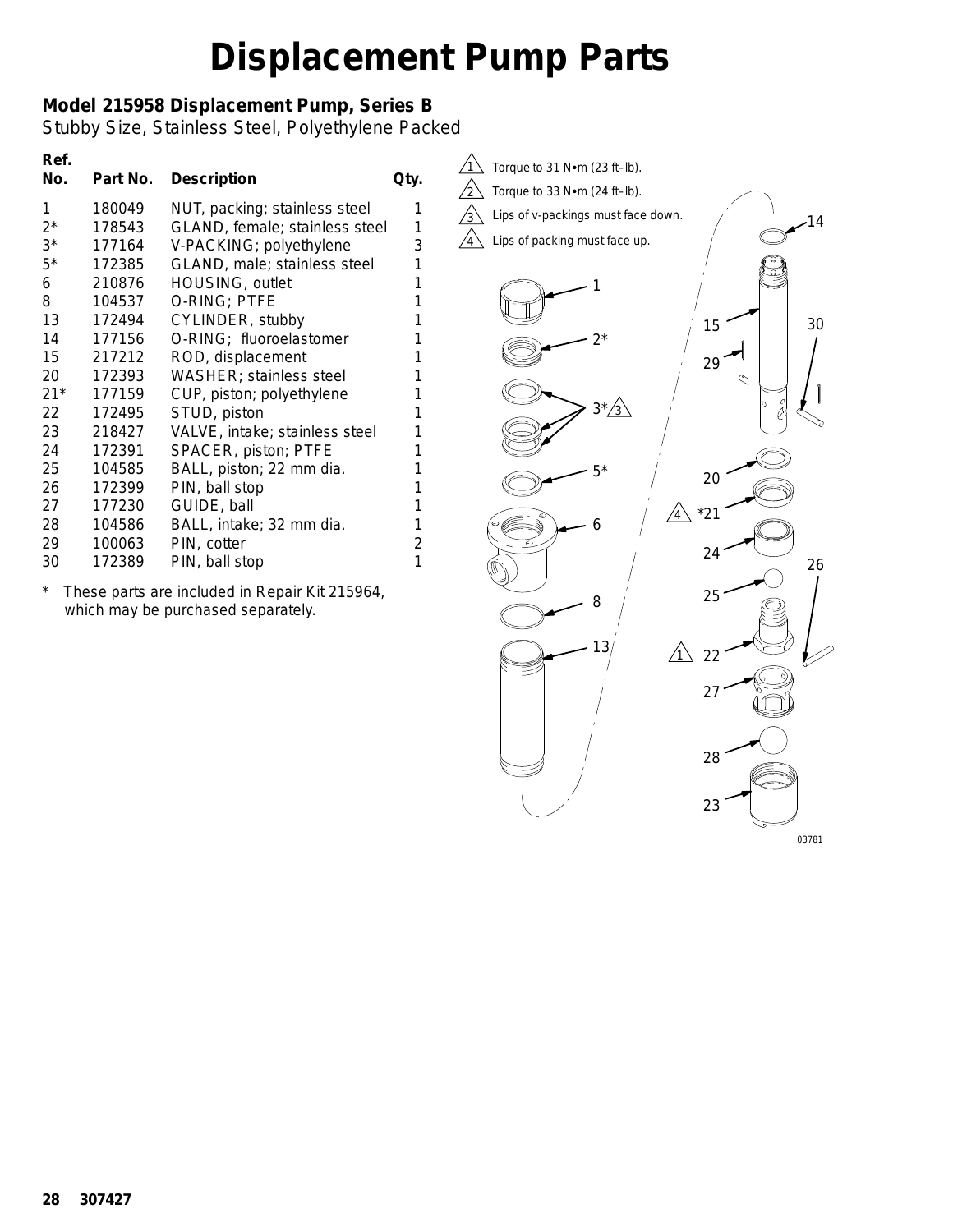# Displacement Pump Parts

**Model 215958 Displacement Pump, Series B**
Stubby Size, Stainless Steel, Polyethylene Packed

| Ref. No. | Part No. | Description | Qty. |
|---|---|---|---|
| 1 | 180049 | NUT, packing; stainless steel | 1 |
| 2* | 178543 | GLAND, female; stainless steel | 1 |
| 3* | 177164 | V-PACKING; polyethylene | 3 |
| 5* | 172385 | GLAND, male; stainless steel | 1 |
| 6 | 210876 | HOUSING, outlet | 1 |
| 8 | 104537 | O-RING; PTFE | 1 |
| 13 | 172494 | CYLINDER, stubby | 1 |
| 14 | 177156 | O-RING; fluoroelastomer | 1 |
| 15 | 217212 | ROD, displacement | 1 |
| 20 | 172393 | WASHER; stainless steel | 1 |
| 21* | 177159 | CUP, piston; polyethylene | 1 |
| 22 | 172495 | STUD, piston | 1 |
| 23 | 218427 | VALVE, intake; stainless steel | 1 |
| 24 | 172391 | SPACER, piston; PTFE | 1 |
| 25 | 104585 | BALL, piston; 22 mm dia. | 1 |
| 26 | 172399 | PIN, ball stop | 1 |
| 27 | 177230 | GUIDE, ball | 1 |
| 28 | 104586 | BALL, intake; 32 mm dia. | 1 |
| 29 | 100063 | PIN, cotter | 2 |
| 30 | 172389 | PIN, ball stop | 1 |

\* These parts are included in Repair Kit 215964, which may be purchased separately.

1. Torque to 31 N•m (23 ft–lb).
2. Torque to 33 N•m (24 ft–lb).
3. Lips of v-packings must face down.
4. Lips of packing must face up.

03781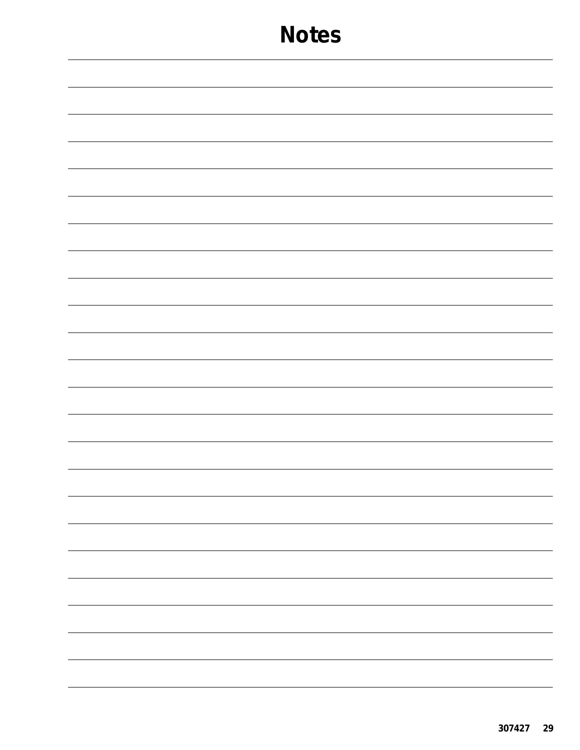# Notes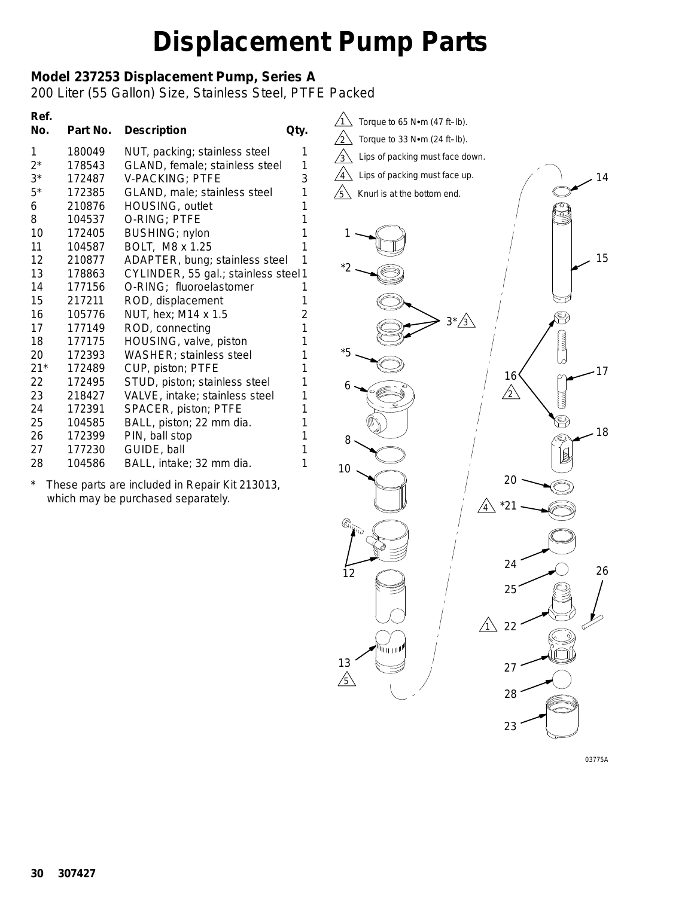# Displacement Pump Parts

**Model 237253 Displacement Pump, Series A**
200 Liter (55 Gallon) Size, Stainless Steel, PTFE Packed

| Ref. No. | Part No. | Description | Qty. |
|---|---|---|---|
| 1 | 180049 | NUT, packing; stainless steel | 1 |
| 2* | 178543 | GLAND, female; stainless steel | 1 |
| 3* | 172487 | V-PACKING; PTFE | 3 |
| 5* | 172385 | GLAND, male; stainless steel | 1 |
| 6 | 210876 | HOUSING, outlet | 1 |
| 8 | 104537 | O-RING; PTFE | 1 |
| 10 | 172405 | BUSHING; nylon | 1 |
| 11 | 104587 | BOLT, M8 x 1.25 | 1 |
| 12 | 210877 | ADAPTER, bung; stainless steel | 1 |
| 13 | 178863 | CYLINDER, 55 gal.; stainless steel | 1 |
| 14 | 177156 | O-RING; fluoroelastomer | 1 |
| 15 | 217211 | ROD, displacement | 1 |
| 16 | 105776 | NUT, hex; M14 x 1.5 | 2 |
| 17 | 177149 | ROD, connecting | 1 |
| 18 | 177175 | HOUSING, valve, piston | 1 |
| 20 | 172393 | WASHER; stainless steel | 1 |
| 21* | 172489 | CUP, piston; PTFE | 1 |
| 22 | 172495 | STUD, piston; stainless steel | 1 |
| 23 | 218427 | VALVE, intake; stainless steel | 1 |
| 24 | 172391 | SPACER, piston; PTFE | 1 |
| 25 | 104585 | BALL, piston; 22 mm dia. | 1 |
| 26 | 172399 | PIN, ball stop | 1 |
| 27 | 177230 | GUIDE, ball | 1 |
| 28 | 104586 | BALL, intake; 32 mm dia. | 1 |

\* These parts are included in Repair Kit 213013, which may be purchased separately.

1. Torque to 65 N•m (47 ft–lb).
2. Torque to 33 N•m (24 ft–lb).
3. Lips of packing must face down.
4. Lips of packing must face up.
5. Knurl is at the bottom end.

03775A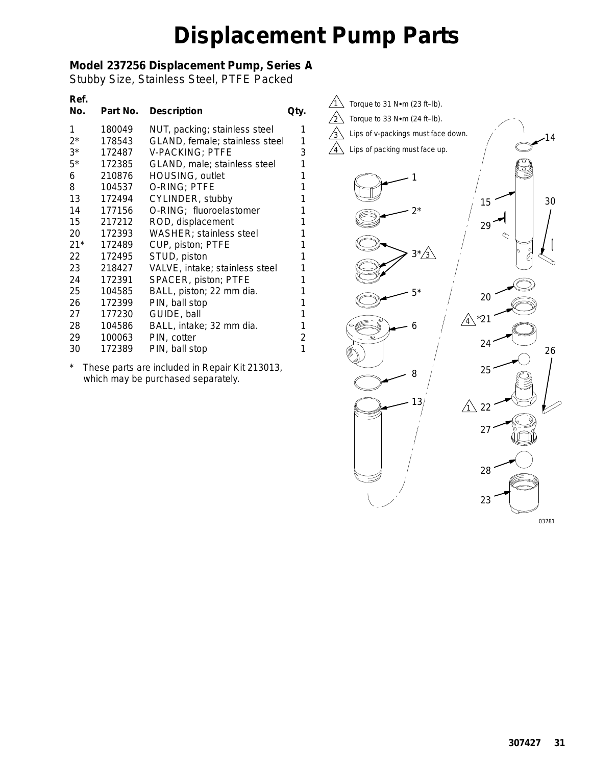# Displacement Pump Parts

**Model 237256 Displacement Pump, Series A**
Stubby Size, Stainless Steel, PTFE Packed

| Ref. No. | Part No. | Description | Qty. |
|---|---|---|---|
| 1 | 180049 | NUT, packing; stainless steel | 1 |
| 2* | 178543 | GLAND, female; stainless steel | 1 |
| 3* | 172487 | V-PACKING; PTFE | 3 |
| 5* | 172385 | GLAND, male; stainless steel | 1 |
| 6 | 210876 | HOUSING, outlet | 1 |
| 8 | 104537 | O-RING; PTFE | 1 |
| 13 | 172494 | CYLINDER, stubby | 1 |
| 14 | 177156 | O-RING; fluoroelastomer | 1 |
| 15 | 217212 | ROD, displacement | 1 |
| 20 | 172393 | WASHER; stainless steel | 1 |
| 21* | 172489 | CUP, piston; PTFE | 1 |
| 22 | 172495 | STUD, piston | 1 |
| 23 | 218427 | VALVE, intake; stainless steel | 1 |
| 24 | 172391 | SPACER, piston; PTFE | 1 |
| 25 | 104585 | BALL, piston; 22 mm dia. | 1 |
| 26 | 172399 | PIN, ball stop | 1 |
| 27 | 177230 | GUIDE, ball | 1 |
| 28 | 104586 | BALL, intake; 32 mm dia. | 1 |
| 29 | 100063 | PIN, cotter | 2 |
| 30 | 172389 | PIN, ball stop | 1 |

\* These parts are included in Repair Kit 213013, which may be purchased separately.

1. Torque to 31 N•m (23 ft–lb).
2. Torque to 33 N•m (24 ft–lb).
3. Lips of v-packings must face down.
4. Lips of packing must face up.

03781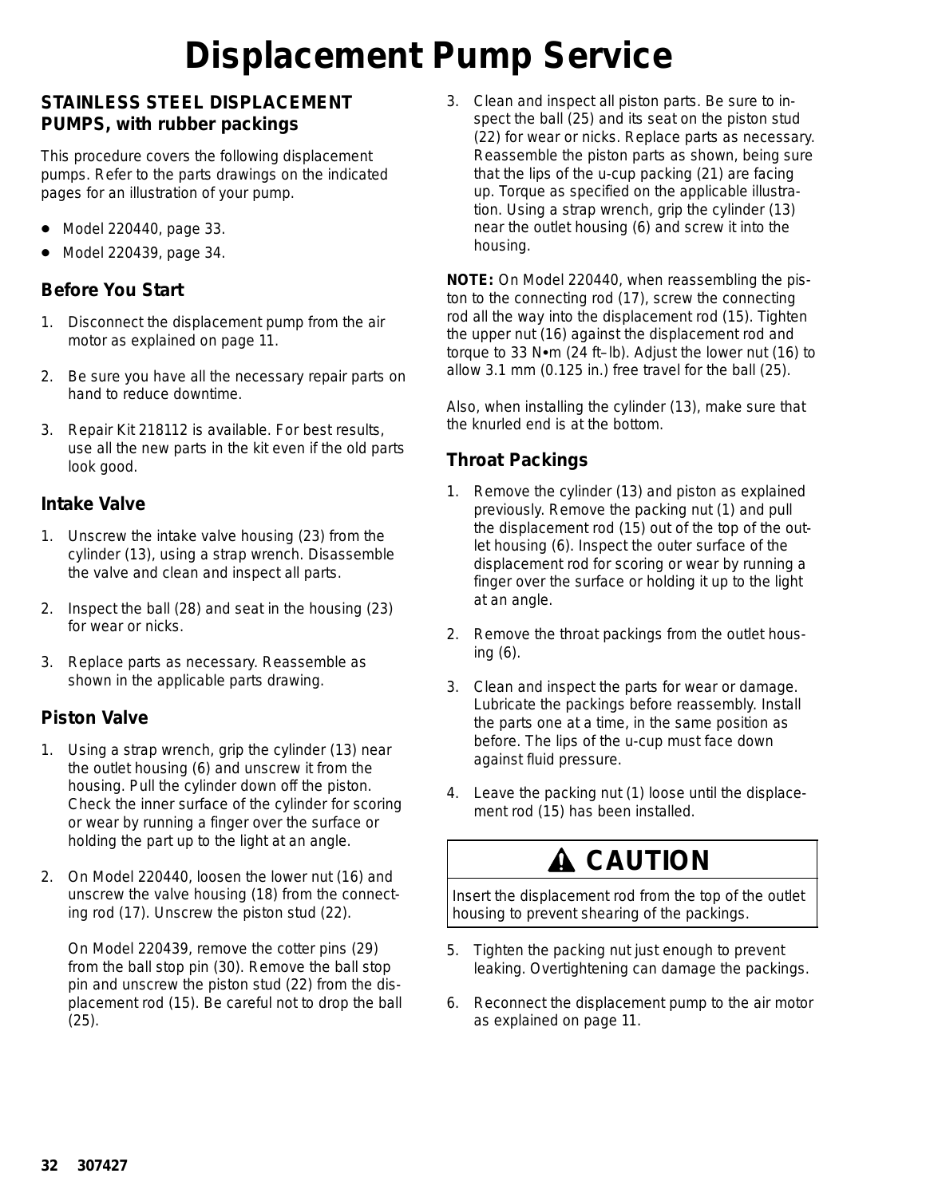# Displacement Pump Service

## STAINLESS STEEL DISPLACEMENT PUMPS, with rubber packings

This procedure covers the following displacement pumps. Refer to the parts drawings on the indicated pages for an illustration of your pump.

- Model 220440, page 33.
- Model 220439, page 34.

### Before You Start

1. Disconnect the displacement pump from the air motor as explained on page 11.
2. Be sure you have all the necessary repair parts on hand to reduce downtime.
3. Repair Kit 218112 is available. For best results, use all the new parts in the kit even if the old parts look good.

### Intake Valve

1. Unscrew the intake valve housing (23) from the cylinder (13), using a strap wrench. Disassemble the valve and clean and inspect all parts.
2. Inspect the ball (28) and seat in the housing (23) for wear or nicks.
3. Replace parts as necessary. Reassemble as shown in the applicable parts drawing.

### Piston Valve

1. Using a strap wrench, grip the cylinder (13) near the outlet housing (6) and unscrew it from the housing. Pull the cylinder down off the piston. Check the inner surface of the cylinder for scoring or wear by running a finger over the surface or holding the part up to the light at an angle.
2. On Model 220440, loosen the lower nut (16) and unscrew the valve housing (18) from the connecting rod (17). Unscrew the piston stud (22).

   On Model 220439, remove the cotter pins (29) from the ball stop pin (30). Remove the ball stop pin and unscrew the piston stud (22) from the displacement rod (15). Be careful not to drop the ball (25).
3. Clean and inspect all piston parts. Be sure to inspect the ball (25) and its seat on the piston stud (22) for wear or nicks. Replace parts as necessary. Reassemble the piston parts as shown, being sure that the lips of the u-cup packing (21) are facing up. Torque as specified on the applicable illustration. Using a strap wrench, grip the cylinder (13) near the outlet housing (6) and screw it into the housing.

**NOTE:** On Model 220440, when reassembling the piston to the connecting rod (17), screw the connecting rod all the way into the displacement rod (15). Tighten the upper nut (16) against the displacement rod and torque to 33 N•m (24 ft–lb). Adjust the lower nut (16) to allow 3.1 mm (0.125 in.) free travel for the ball (25).

Also, when installing the cylinder (13), make sure that the knurled end is at the bottom.

### Throat Packings

1. Remove the cylinder (13) and piston as explained previously. Remove the packing nut (1) and pull the displacement rod (15) out of the top of the outlet housing (6). Inspect the outer surface of the displacement rod for scoring or wear by running a finger over the surface or holding it up to the light at an angle.
2. Remove the throat packings from the outlet housing (6).
3. Clean and inspect the parts for wear or damage. Lubricate the packings before reassembly. Install the parts one at a time, in the same position as before. The lips of the u-cup must face down against fluid pressure.
4. Leave the packing nut (1) loose until the displacement rod (15) has been installed.

**⚠ CAUTION**

Insert the displacement rod from the top of the outlet housing to prevent shearing of the packings.

5. Tighten the packing nut just enough to prevent leaking. Overtightening can damage the packings.
6. Reconnect the displacement pump to the air motor as explained on page 11.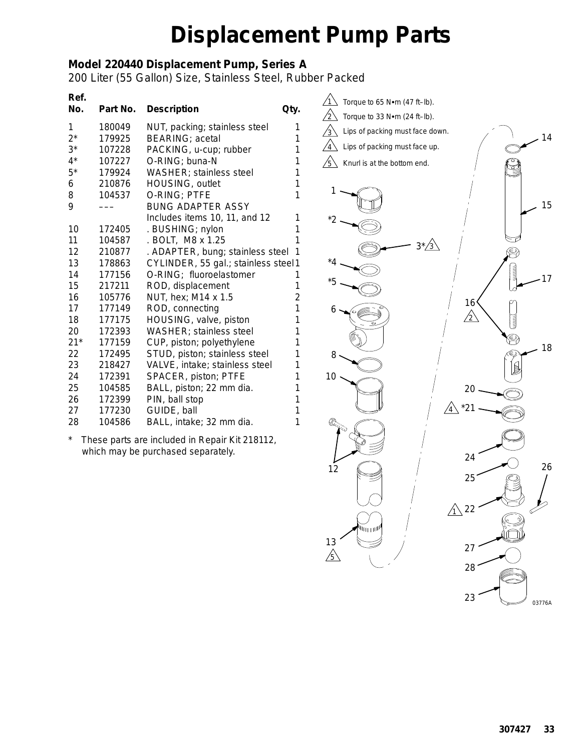# Displacement Pump Parts

### Model 220440 Displacement Pump, Series A

200 Liter (55 Gallon) Size, Stainless Steel, Rubber Packed

| Ref. No. | Part No. | Description | Qty. |
|---|---|---|---|
| 1 | 180049 | NUT, packing; stainless steel | 1 |
| 2* | 179925 | BEARING; acetal | 1 |
| 3* | 107228 | PACKING, u-cup; rubber | 1 |
| 4* | 107227 | O-RING; buna-N | 1 |
| 5* | 179924 | WASHER; stainless steel | 1 |
| 6 | 210876 | HOUSING, outlet | 1 |
| 8 | 104537 | O-RING; PTFE | 1 |
| 9 | – – – | BUNG ADAPTER ASSY<br>Includes items 10, 11, and 12 | 1 |
| 10 | 172405 | . BUSHING; nylon | 1 |
| 11 | 104587 | . BOLT, M8 x 1.25 | 1 |
| 12 | 210877 | . ADAPTER, bung; stainless steel | 1 |
| 13 | 178863 | CYLINDER, 55 gal.; stainless steel | 1 |
| 14 | 177156 | O-RING; fluoroelastomer | 1 |
| 15 | 217211 | ROD, displacement | 1 |
| 16 | 105776 | NUT, hex; M14 x 1.5 | 2 |
| 17 | 177149 | ROD, connecting | 1 |
| 18 | 177175 | HOUSING, valve, piston | 1 |
| 20 | 172393 | WASHER; stainless steel | 1 |
| 21* | 177159 | CUP, piston; polyethylene | 1 |
| 22 | 172495 | STUD, piston; stainless steel | 1 |
| 23 | 218427 | VALVE, intake; stainless steel | 1 |
| 24 | 172391 | SPACER, piston; PTFE | 1 |
| 25 | 104585 | BALL, piston; 22 mm dia. | 1 |
| 26 | 172399 | PIN, ball stop | 1 |
| 27 | 177230 | GUIDE, ball | 1 |
| 28 | 104586 | BALL, intake; 32 mm dia. | 1 |

\* These parts are included in Repair Kit 218112, which may be purchased separately.

1. Torque to 65 N•m (47 ft–lb).
2. Torque to 33 N•m (24 ft–lb).
3. Lips of packing must face down.
4. Lips of packing must face up.
5. Knurl is at the bottom end.

03776A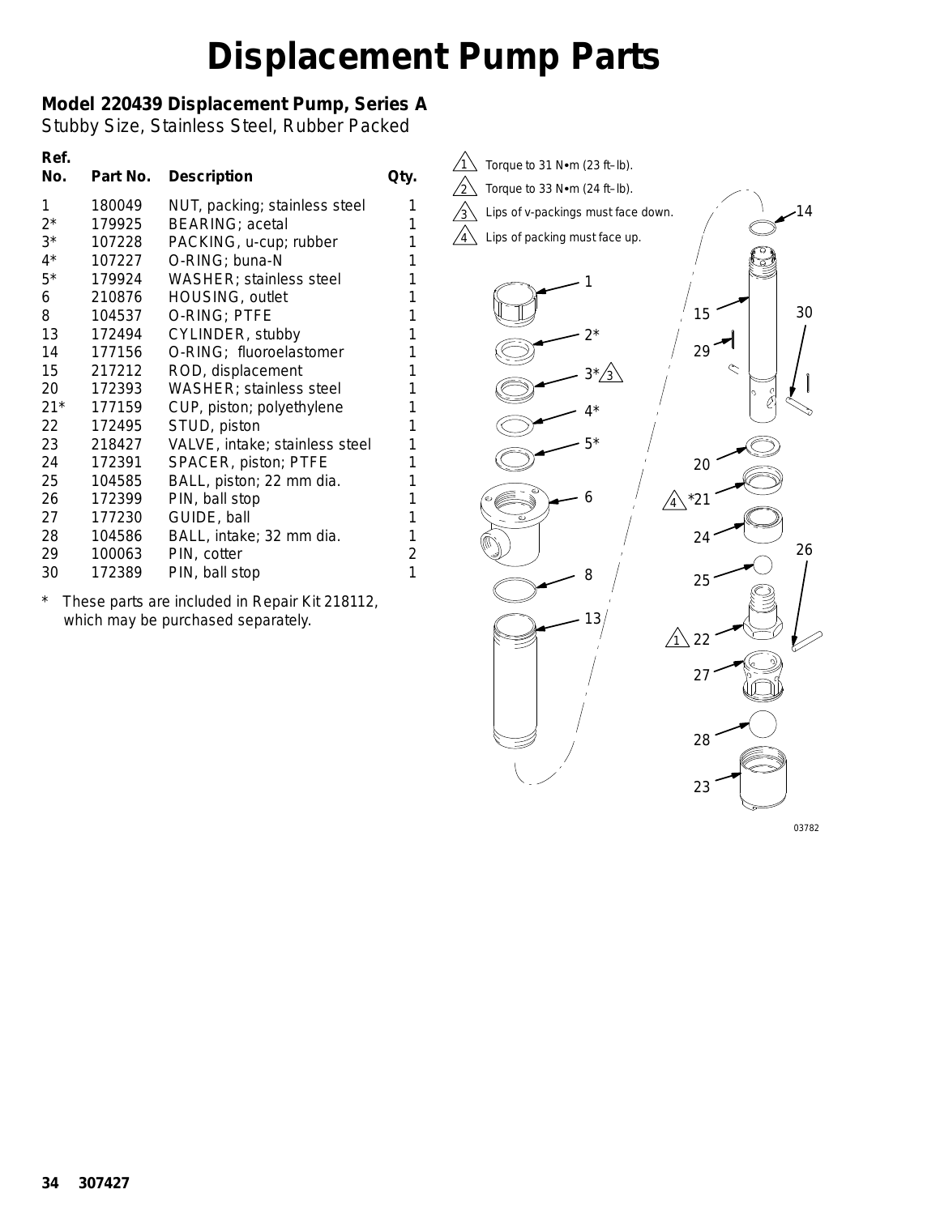# Displacement Pump Parts

### Model 220439 Displacement Pump, Series A

Stubby Size, Stainless Steel, Rubber Packed

| Ref. No. | Part No. | Description | Qty. |
|---|---|---|---|
| 1 | 180049 | NUT, packing; stainless steel | 1 |
| 2* | 179925 | BEARING; acetal | 1 |
| 3* | 107228 | PACKING, u-cup; rubber | 1 |
| 4* | 107227 | O-RING; buna-N | 1 |
| 5* | 179924 | WASHER; stainless steel | 1 |
| 6 | 210876 | HOUSING, outlet | 1 |
| 8 | 104537 | O-RING; PTFE | 1 |
| 13 | 172494 | CYLINDER, stubby | 1 |
| 14 | 177156 | O-RING; fluoroelastomer | 1 |
| 15 | 217212 | ROD, displacement | 1 |
| 20 | 172393 | WASHER; stainless steel | 1 |
| 21* | 177159 | CUP, piston; polyethylene | 1 |
| 22 | 172495 | STUD, piston | 1 |
| 23 | 218427 | VALVE, intake; stainless steel | 1 |
| 24 | 172391 | SPACER, piston; PTFE | 1 |
| 25 | 104585 | BALL, piston; 22 mm dia. | 1 |
| 26 | 172399 | PIN, ball stop | 1 |
| 27 | 177230 | GUIDE, ball | 1 |
| 28 | 104586 | BALL, intake; 32 mm dia. | 1 |
| 29 | 100063 | PIN, cotter | 2 |
| 30 | 172389 | PIN, ball stop | 1 |

\* These parts are included in Repair Kit 218112, which may be purchased separately.

1. Torque to 31 N•m (23 ft–lb).
2. Torque to 33 N•m (24 ft–lb).
3. Lips of v-packings must face down.
4. Lips of packing must face up.

03782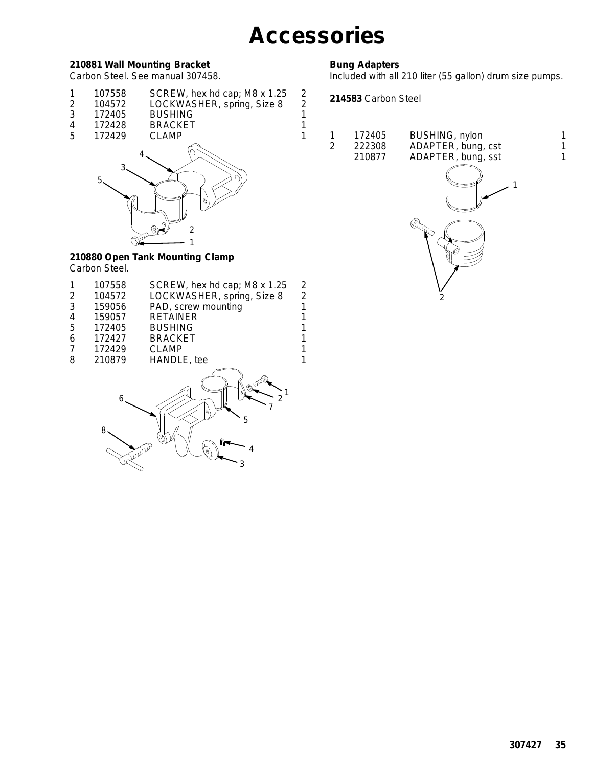# Accessories

**210881 Wall Mounting Bracket**
Carbon Steel. See manual 307458.

| | | | |
|---|---|---|---|
| 1 | 107558 | SCREW, hex hd cap; M8 x 1.25 | 2 |
| 2 | 104572 | LOCKWASHER, spring, Size 8 | 2 |
| 3 | 172405 | BUSHING | 1 |
| 4 | 172428 | BRACKET | 1 |
| 5 | 172429 | CLAMP | 1 |

**210880 Open Tank Mounting Clamp**
Carbon Steel.

| | | | |
|---|---|---|---|
| 1 | 107558 | SCREW, hex hd cap; M8 x 1.25 | 2 |
| 2 | 104572 | LOCKWASHER, spring, Size 8 | 2 |
| 3 | 159056 | PAD, screw mounting | 1 |
| 4 | 159057 | RETAINER | 1 |
| 5 | 172405 | BUSHING | 1 |
| 6 | 172427 | BRACKET | 1 |
| 7 | 172429 | CLAMP | 1 |
| 8 | 210879 | HANDLE, tee | 1 |

**Bung Adapters**
Included with all 210 liter (55 gallon) drum size pumps.

**214583** Carbon Steel

| | | | |
|---|---|---|---|
| 1 | 172405 | BUSHING, nylon | 1 |
| 2 | 222308 | ADAPTER, bung, cst | 1 |
| | 210877 | ADAPTER, bung, sst | 1 |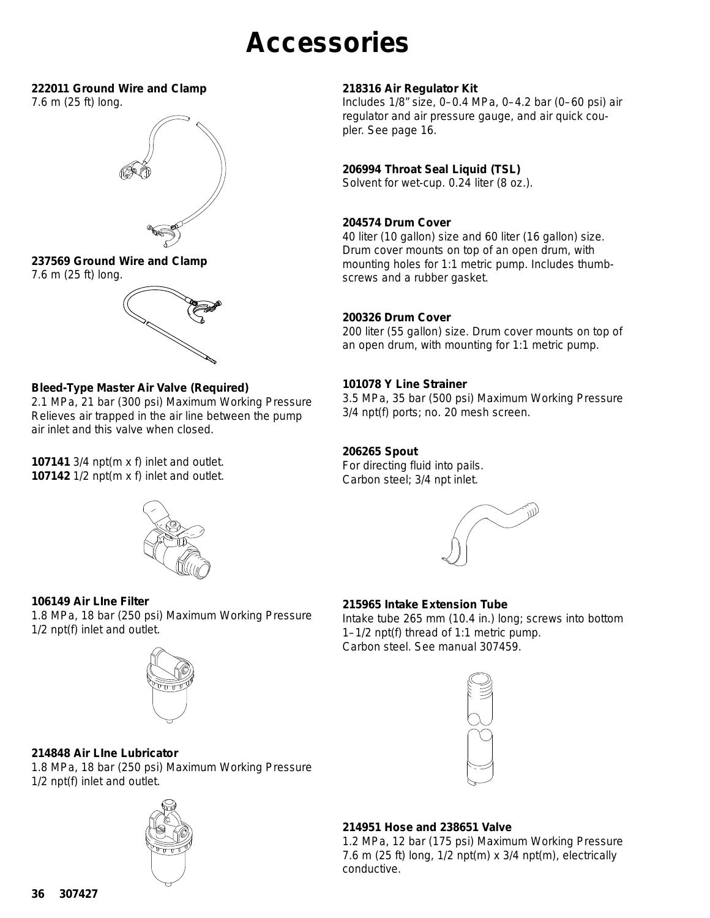# Accessories

**222011 Ground Wire and Clamp**
7.6 m (25 ft) long.

**237569 Ground Wire and Clamp**
7.6 m (25 ft) long.

**Bleed-Type Master Air Valve (Required)**
2.1 MPa, 21 bar (300 psi) Maximum Working Pressure
Relieves air trapped in the air line between the pump air inlet and this valve when closed.

**107141** 3/4 npt(m x f) inlet and outlet.
**107142** 1/2 npt(m x f) inlet and outlet.

**106149 Air LIne Filter**
1.8 MPa, 18 bar (250 psi) Maximum Working Pressure
1/2 npt(f) inlet and outlet.

**214848 Air LIne Lubricator**
1.8 MPa, 18 bar (250 psi) Maximum Working Pressure
1/2 npt(f) inlet and outlet.

**218316 Air Regulator Kit**
Includes 1/8" size, 0–0.4 MPa, 0–4.2 bar (0–60 psi) air regulator and air pressure gauge, and air quick coupler. See page 16.

**206994 Throat Seal Liquid (TSL)**
Solvent for wet-cup. 0.24 liter (8 oz.).

**204574 Drum Cover**
40 liter (10 gallon) size and 60 liter (16 gallon) size. Drum cover mounts on top of an open drum, with mounting holes for 1:1 metric pump. Includes thumbscrews and a rubber gasket.

**200326 Drum Cover**
200 liter (55 gallon) size. Drum cover mounts on top of an open drum, with mounting for 1:1 metric pump.

**101078 Y Line Strainer**
3.5 MPa, 35 bar (500 psi) Maximum Working Pressure
3/4 npt(f) ports; no. 20 mesh screen.

**206265 Spout**
For directing fluid into pails.
Carbon steel; 3/4 npt inlet.

**215965 Intake Extension Tube**
Intake tube 265 mm (10.4 in.) long; screws into bottom 1–1/2 npt(f) thread of 1:1 metric pump.
Carbon steel. See manual 307459.

**214951 Hose and 238651 Valve**
1.2 MPa, 12 bar (175 psi) Maximum Working Pressure
7.6 m (25 ft) long, 1/2 npt(m) x 3/4 npt(m), electrically conductive.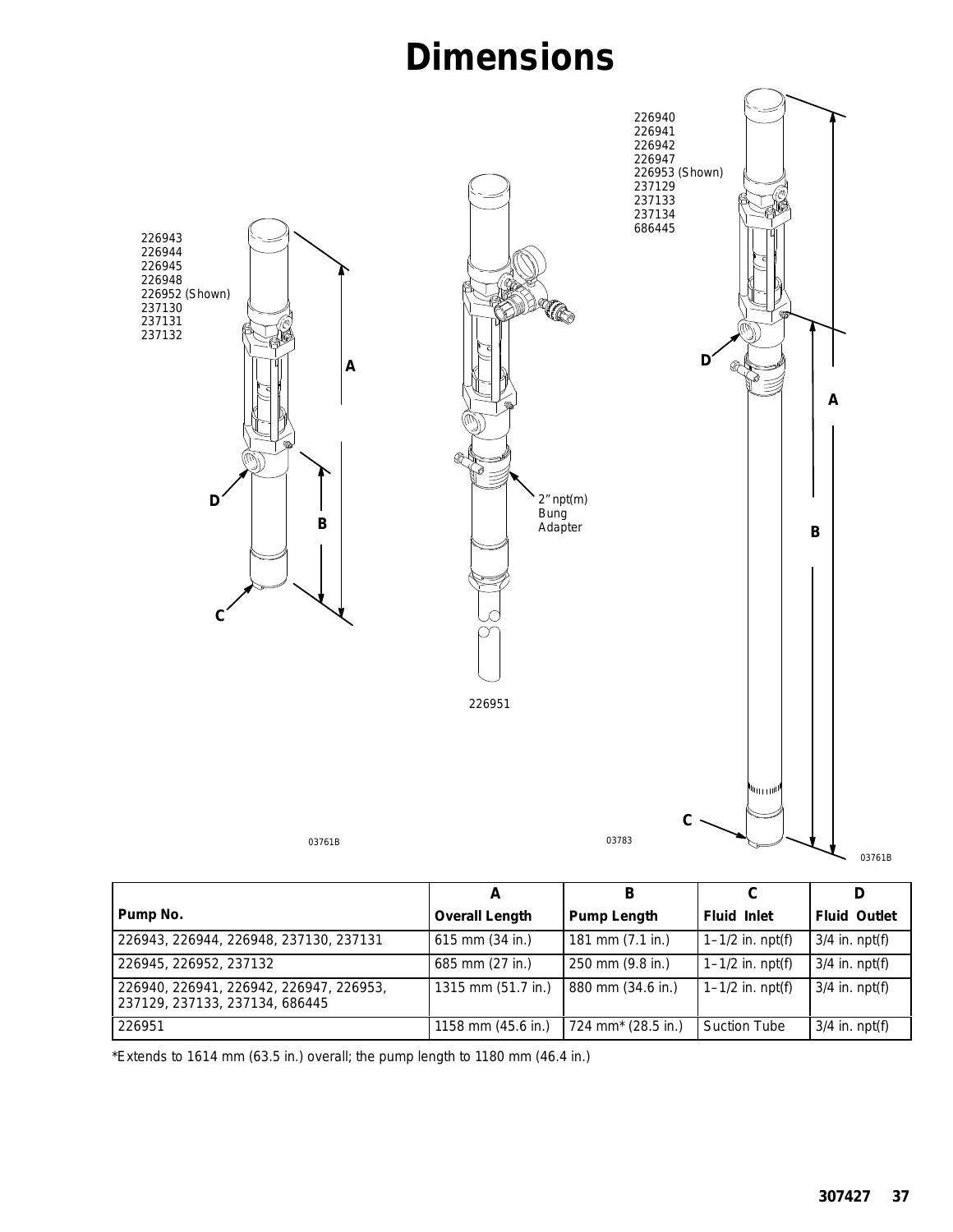# Dimensions

226943
226944
226945
226948
226952 (Shown)
237130
237131
237132

226951

2" npt(m) Bung Adapter

226940
226941
226942
226947
226953 (Shown)
237129
237133
237134
686445

03761B

03783

03761B

| Pump No. | A Overall Length | B Pump Length | C Fluid Inlet | D Fluid Outlet |
|---|---|---|---|---|
| 226943, 226944, 226948, 237130, 237131 | 615 mm (34 in.) | 181 mm (7.1 in.) | 1–1/2 in. npt(f) | 3/4 in. npt(f) |
| 226945, 226952, 237132 | 685 mm (27 in.) | 250 mm (9.8 in.) | 1–1/2 in. npt(f) | 3/4 in. npt(f) |
| 226940, 226941, 226942, 226947, 226953, 237129, 237133, 237134, 686445 | 1315 mm (51.7 in.) | 880 mm (34.6 in.) | 1–1/2 in. npt(f) | 3/4 in. npt(f) |
| 226951 | 1158 mm (45.6 in.) | 724 mm* (28.5 in.) | Suction Tube | 3/4 in. npt(f) |

*Extends to 1614 mm (63.5 in.) overall; the pump length to 1180 mm (46.4 in.)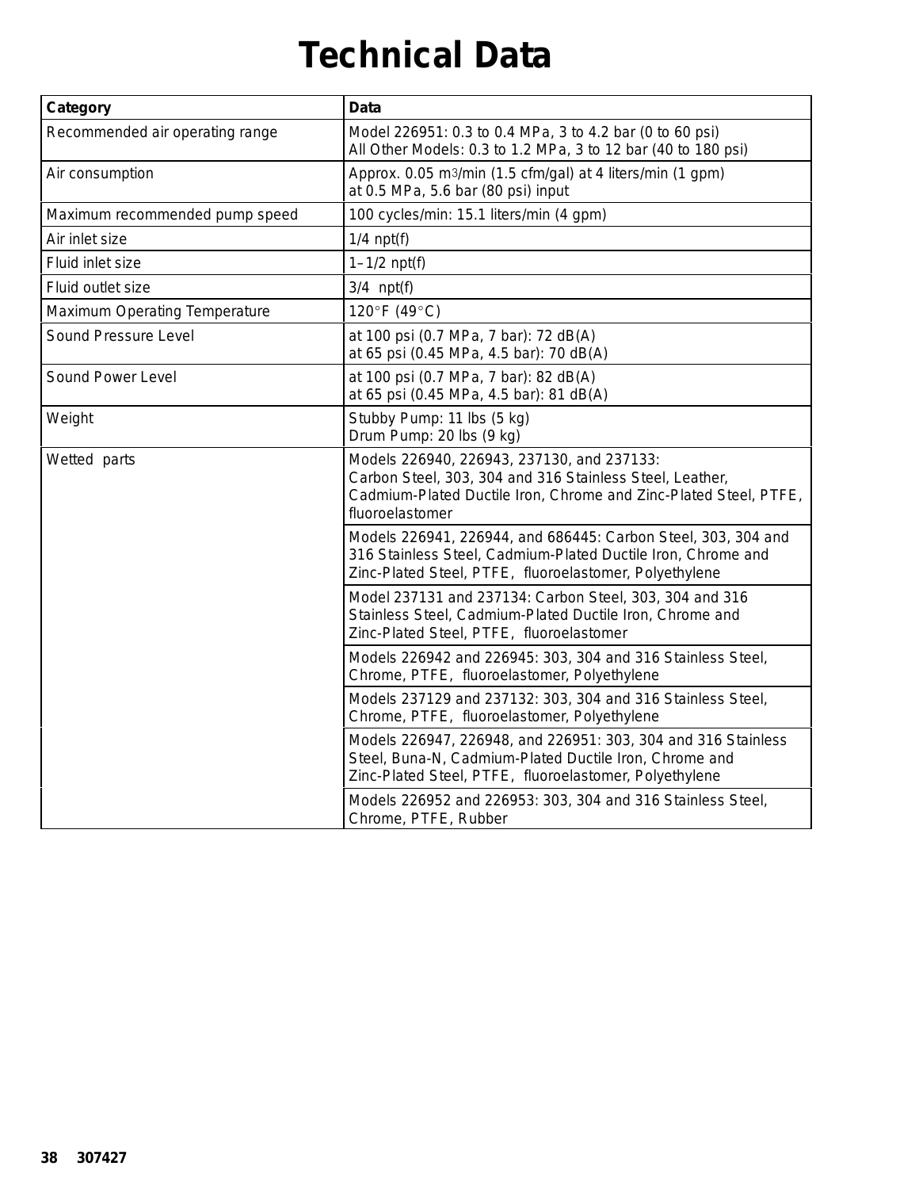# Technical Data

| Category | Data |
|---|---|
| Recommended air operating range | Model 226951: 0.3 to 0.4 MPa, 3 to 4.2 bar (0 to 60 psi)<br>All Other Models: 0.3 to 1.2 MPa, 3 to 12 bar (40 to 180 psi) |
| Air consumption | Approx. 0.05 $m^3$/min (1.5 cfm/gal) at 4 liters/min (1 gpm)<br>at 0.5 MPa, 5.6 bar (80 psi) input |
| Maximum recommended pump speed | 100 cycles/min: 15.1 liters/min (4 gpm) |
| Air inlet size | 1/4 npt(f) |
| Fluid inlet size | 1–1/2 npt(f) |
| Fluid outlet size | 3/4 npt(f) |
| Maximum Operating Temperature | 120°F (49°C) |
| Sound Pressure Level | at 100 psi (0.7 MPa, 7 bar): 72 dB(A)<br>at 65 psi (0.45 MPa, 4.5 bar): 70 dB(A) |
| Sound Power Level | at 100 psi (0.7 MPa, 7 bar): 82 dB(A)<br>at 65 psi (0.45 MPa, 4.5 bar): 81 dB(A) |
| Weight | Stubby Pump: 11 lbs (5 kg)<br>Drum Pump: 20 lbs (9 kg) |
| Wetted parts | Models 226940, 226943, 237130, and 237133:<br>Carbon Steel, 303, 304 and 316 Stainless Steel, Leather, Cadmium-Plated Ductile Iron, Chrome and Zinc-Plated Steel, PTFE, fluoroelastomer |
| | Models 226941, 226944, and 686445: Carbon Steel, 303, 304 and 316 Stainless Steel, Cadmium-Plated Ductile Iron, Chrome and Zinc-Plated Steel, PTFE, fluoroelastomer, Polyethylene |
| | Model 237131 and 237134: Carbon Steel, 303, 304 and 316 Stainless Steel, Cadmium-Plated Ductile Iron, Chrome and Zinc-Plated Steel, PTFE, fluoroelastomer |
| | Models 226942 and 226945: 303, 304 and 316 Stainless Steel, Chrome, PTFE, fluoroelastomer, Polyethylene |
| | Models 237129 and 237132: 303, 304 and 316 Stainless Steel, Chrome, PTFE, fluoroelastomer, Polyethylene |
| | Models 226947, 226948, and 226951: 303, 304 and 316 Stainless Steel, Buna-N, Cadmium-Plated Ductile Iron, Chrome and Zinc-Plated Steel, PTFE, fluoroelastomer, Polyethylene |
| | Models 226952 and 226953: 303, 304 and 316 Stainless Steel, Chrome, PTFE, Rubber |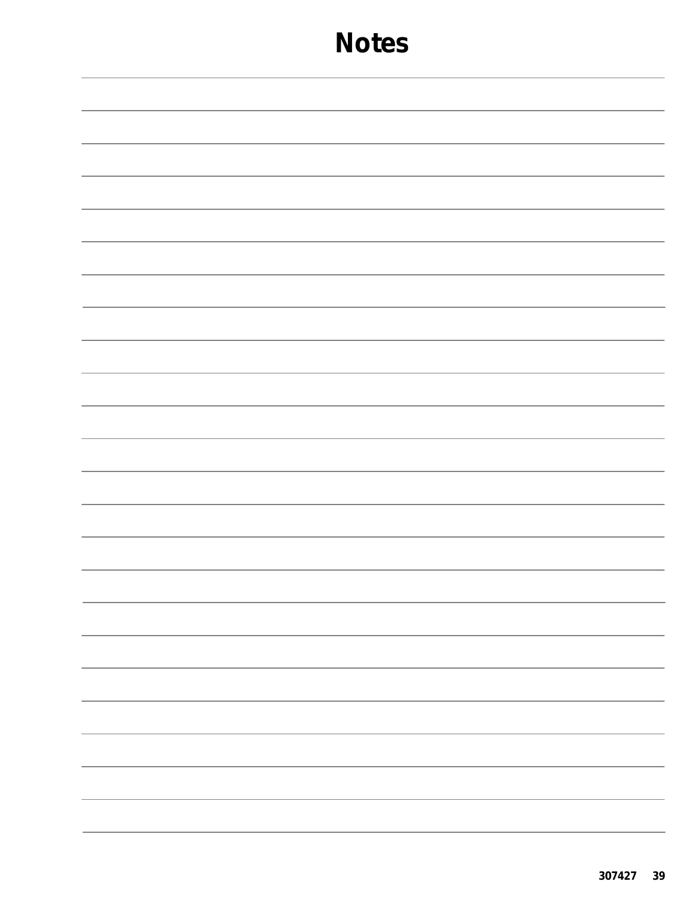# Notes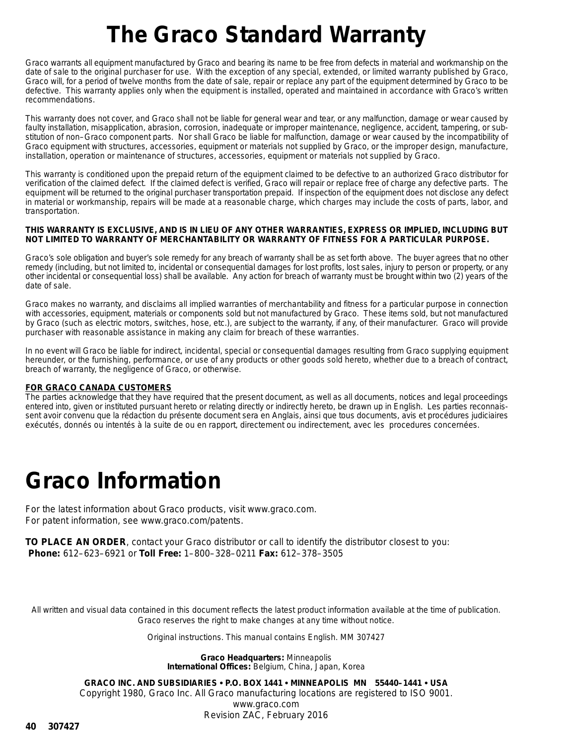# The Graco Standard Warranty

Graco warrants all equipment manufactured by Graco and bearing its name to be free from defects in material and workmanship on the date of sale to the original purchaser for use. With the exception of any special, extended, or limited warranty published by Graco, Graco will, for a period of twelve months from the date of sale, repair or replace any part of the equipment determined by Graco to be defective. This warranty applies only when the equipment is installed, operated and maintained in accordance with Graco's written recommendations.

This warranty does not cover, and Graco shall not be liable for general wear and tear, or any malfunction, damage or wear caused by faulty installation, misapplication, abrasion, corrosion, inadequate or improper maintenance, negligence, accident, tampering, or substitution of non–Graco component parts. Nor shall Graco be liable for malfunction, damage or wear caused by the incompatibility of Graco equipment with structures, accessories, equipment or materials not supplied by Graco, or the improper design, manufacture, installation, operation or maintenance of structures, accessories, equipment or materials not supplied by Graco.

This warranty is conditioned upon the prepaid return of the equipment claimed to be defective to an authorized Graco distributor for verification of the claimed defect. If the claimed defect is verified, Graco will repair or replace free of charge any defective parts. The equipment will be returned to the original purchaser transportation prepaid. If inspection of the equipment does not disclose any defect in material or workmanship, repairs will be made at a reasonable charge, which charges may include the costs of parts, labor, and transportation.

**THIS WARRANTY IS EXCLUSIVE, AND IS IN LIEU OF ANY OTHER WARRANTIES, EXPRESS OR IMPLIED, INCLUDING BUT NOT LIMITED TO WARRANTY OF MERCHANTABILITY OR WARRANTY OF FITNESS FOR A PARTICULAR PURPOSE.**

Graco's sole obligation and buyer's sole remedy for any breach of warranty shall be as set forth above. The buyer agrees that no other remedy (including, but not limited to, incidental or consequential damages for lost profits, lost sales, injury to person or property, or any other incidental or consequential loss) shall be available. Any action for breach of warranty must be brought within two (2) years of the date of sale.

Graco makes no warranty, and disclaims all implied warranties of merchantability and fitness for a particular purpose in connection with accessories, equipment, materials or components sold but not manufactured by Graco. These items sold, but not manufactured by Graco (such as electric motors, switches, hose, etc.), are subject to the warranty, if any, of their manufacturer. Graco will provide purchaser with reasonable assistance in making any claim for breach of these warranties.

In no event will Graco be liable for indirect, incidental, special or consequential damages resulting from Graco supplying equipment hereunder, or the furnishing, performance, or use of any products or other goods sold hereto, whether due to a breach of contract, breach of warranty, the negligence of Graco, or otherwise.

**FOR GRACO CANADA CUSTOMERS**

The parties acknowledge that they have required that the present document, as well as all documents, notices and legal proceedings entered into, given or instituted pursuant hereto or relating directly or indirectly hereto, be drawn up in English. Les parties reconnaissent avoir convenu que la rédaction du présente document sera en Anglais, ainsi que tous documents, avis et procédures judiciaires exécutés, donnés ou intentés à la suite de ou en rapport, directement ou indirectement, avec les procedures concernées.

# Graco Information

For the latest information about Graco products, visit www.graco.com.
For patent information, see www.graco.com/patents.

**TO PLACE AN ORDER**, contact your Graco distributor or call to identify the distributor closest to you:
**Phone:** 612–623–6921 or **Toll Free:** 1–800–328–0211 **Fax:** 612–378–3505

*All written and visual data contained in this document reflects the latest product information available at the time of publication. Graco reserves the right to make changes at any time without notice.*

Original instructions. This manual contains English. MM 307427

**Graco Headquarters:** Minneapolis
**International Offices:** Belgium, China, Japan, Korea

**GRACO INC. AND SUBSIDIARIES • P.O. BOX 1441 • MINNEAPOLIS MN 55440–1441 • USA**
Copyright 1980, Graco Inc. All Graco manufacturing locations are registered to ISO 9001.
www.graco.com
Revision ZAC, February 2016